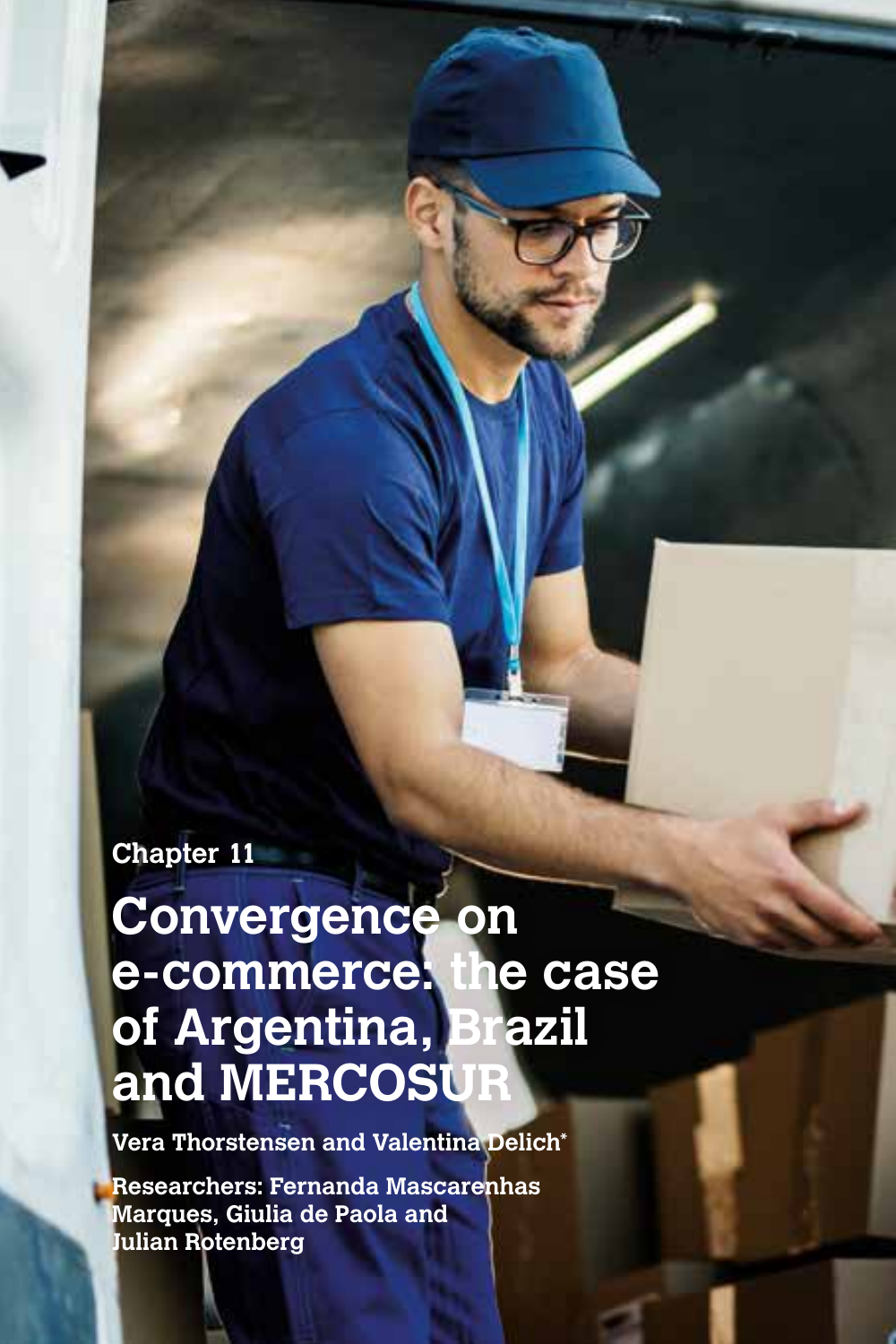Chapter 11

# Convergence on e-commerce: the case of Argentina, Brazil and MERCOSUR

**Vera Thorstensen and Valentina Delich***

**Researchers: Fernanda Mascarenhas Marques, Giulia de Paola and Julian Rotenberg**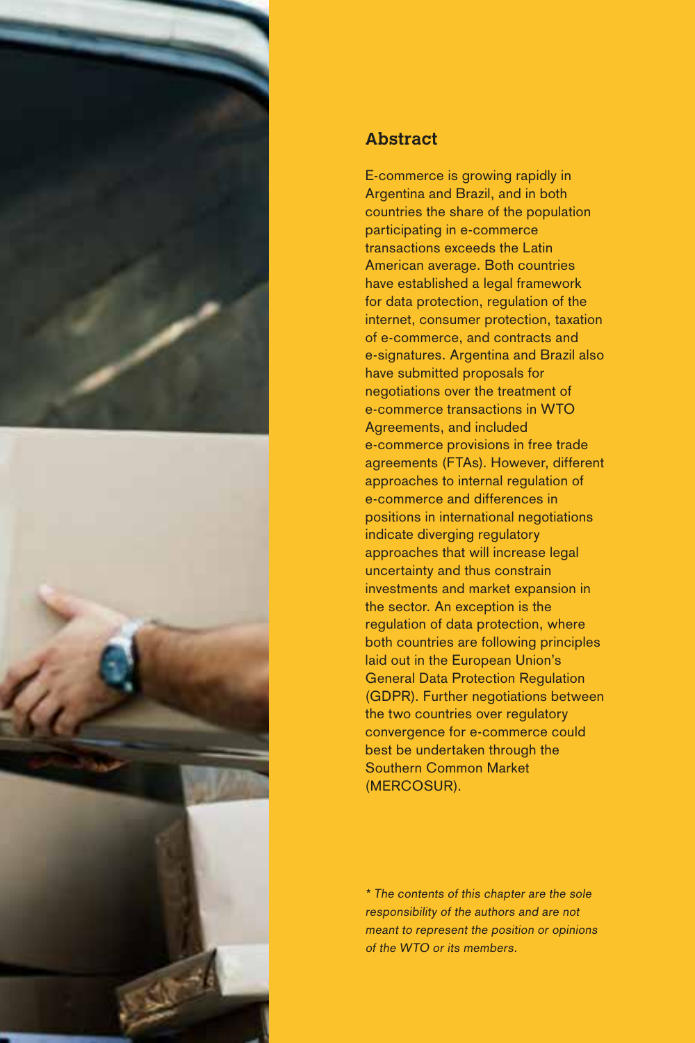## Abstract

E-commerce is growing rapidly in Argentina and Brazil, and in both countries the share of the population participating in e-commerce transactions exceeds the Latin American average. Both countries have established a legal framework for data protection, regulation of the internet, consumer protection, taxation of e-commerce, and contracts and e-signatures. Argentina and Brazil also have submitted proposals for negotiations over the treatment of e-commerce transactions in WTO Agreements, and included e-commerce provisions in free trade agreements (FTAs). However, different approaches to internal regulation of e-commerce and differences in positions in international negotiations indicate diverging regulatory approaches that will increase legal uncertainty and thus constrain investments and market expansion in the sector. An exception is the regulation of data protection, where both countries are following principles laid out in the European Union's General Data Protection Regulation (GDPR). Further negotiations between the two countries over regulatory convergence for e-commerce could best be undertaken through the Southern Common Market (MERCOSUR).

*\* The contents of this chapter are the sole responsibility of the authors and are not meant to represent the position or opinions of the WTO or its members.*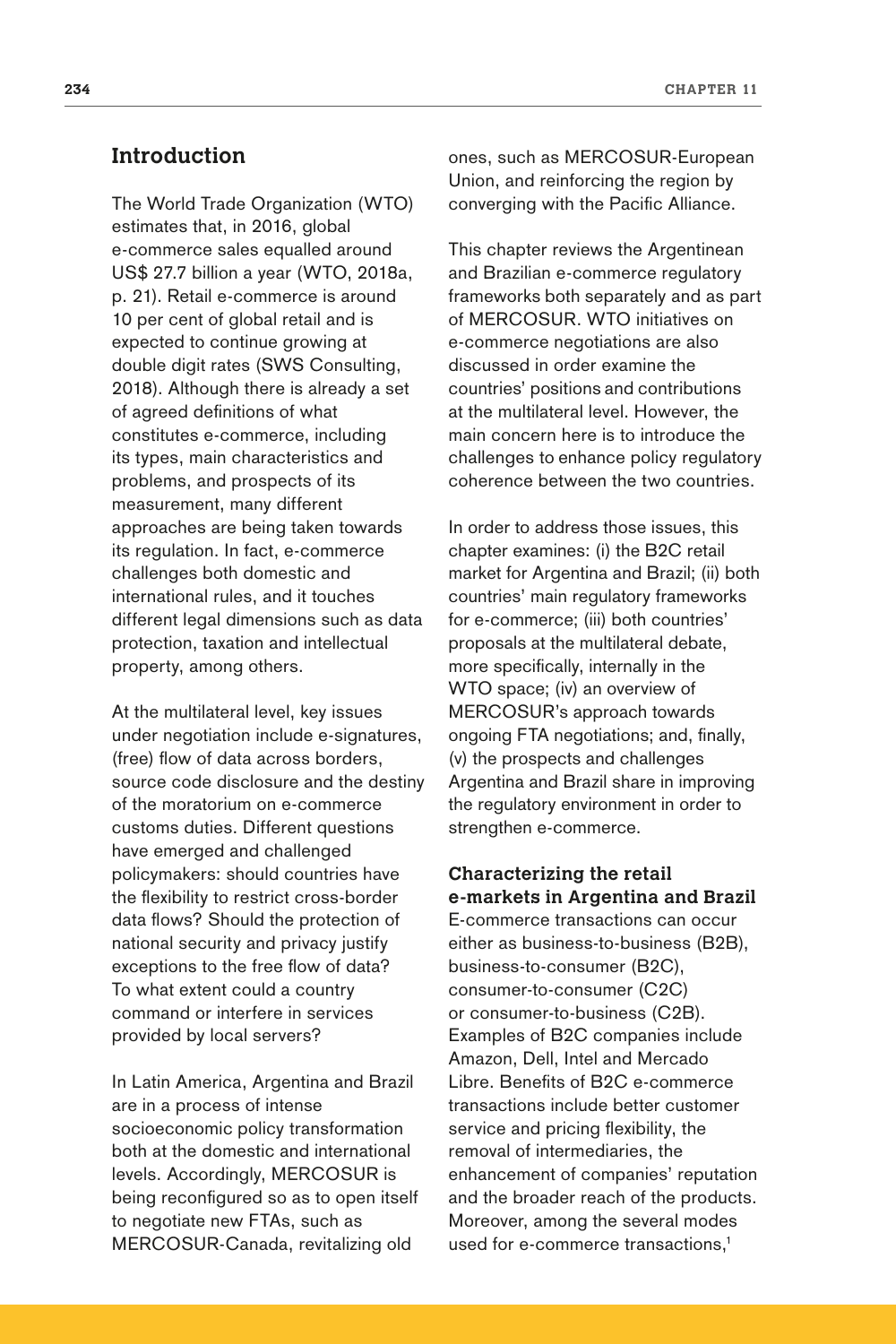## Introduction

The World Trade Organization (WTO) estimates that, in 2016, global e-commerce sales equalled around US$ 27.7 billion a year (WTO, 2018a, p. 21). Retail e-commerce is around 10 per cent of global retail and is expected to continue growing at double digit rates (SWS Consulting, 2018). Although there is already a set of agreed definitions of what constitutes e-commerce, including its types, main characteristics and problems, and prospects of its measurement, many different approaches are being taken towards its regulation. In fact, e-commerce challenges both domestic and international rules, and it touches different legal dimensions such as data protection, taxation and intellectual property, among others.

At the multilateral level, key issues under negotiation include e-signatures, (free) flow of data across borders, source code disclosure and the destiny of the moratorium on e-commerce customs duties. Different questions have emerged and challenged policymakers: should countries have the flexibility to restrict cross-border data flows? Should the protection of national security and privacy justify exceptions to the free flow of data? To what extent could a country command or interfere in services provided by local servers?

In Latin America, Argentina and Brazil are in a process of intense socioeconomic policy transformation both at the domestic and international levels. Accordingly, MERCOSUR is being reconfigured so as to open itself to negotiate new FTAs, such as MERCOSUR-Canada, revitalizing old ones, such as MERCOSUR-European Union, and reinforcing the region by converging with the Pacific Alliance.

This chapter reviews the Argentinean and Brazilian e-commerce regulatory frameworks both separately and as part of MERCOSUR. WTO initiatives on e-commerce negotiations are also discussed in order examine the countries' positions and contributions at the multilateral level. However, the main concern here is to introduce the challenges to enhance policy regulatory coherence between the two countries.

In order to address those issues, this chapter examines: (i) the B2C retail market for Argentina and Brazil; (ii) both countries' main regulatory frameworks for e-commerce; (iii) both countries' proposals at the multilateral debate, more specifically, internally in the WTO space; (iv) an overview of MERCOSUR's approach towards ongoing FTA negotiations; and, finally, (v) the prospects and challenges Argentina and Brazil share in improving the regulatory environment in order to strengthen e-commerce.

### Characterizing the retail e-markets in Argentina and Brazil

E-commerce transactions can occur either as business-to-business (B2B), business-to-consumer (B2C), consumer-to-consumer (C2C) or consumer-to-business (C2B). Examples of B2C companies include Amazon, Dell, Intel and Mercado Libre. Benefits of B2C e-commerce transactions include better customer service and pricing flexibility, the removal of intermediaries, the enhancement of companies' reputation and the broader reach of the products. Moreover, among the several modes used for e-commerce transactions,[1]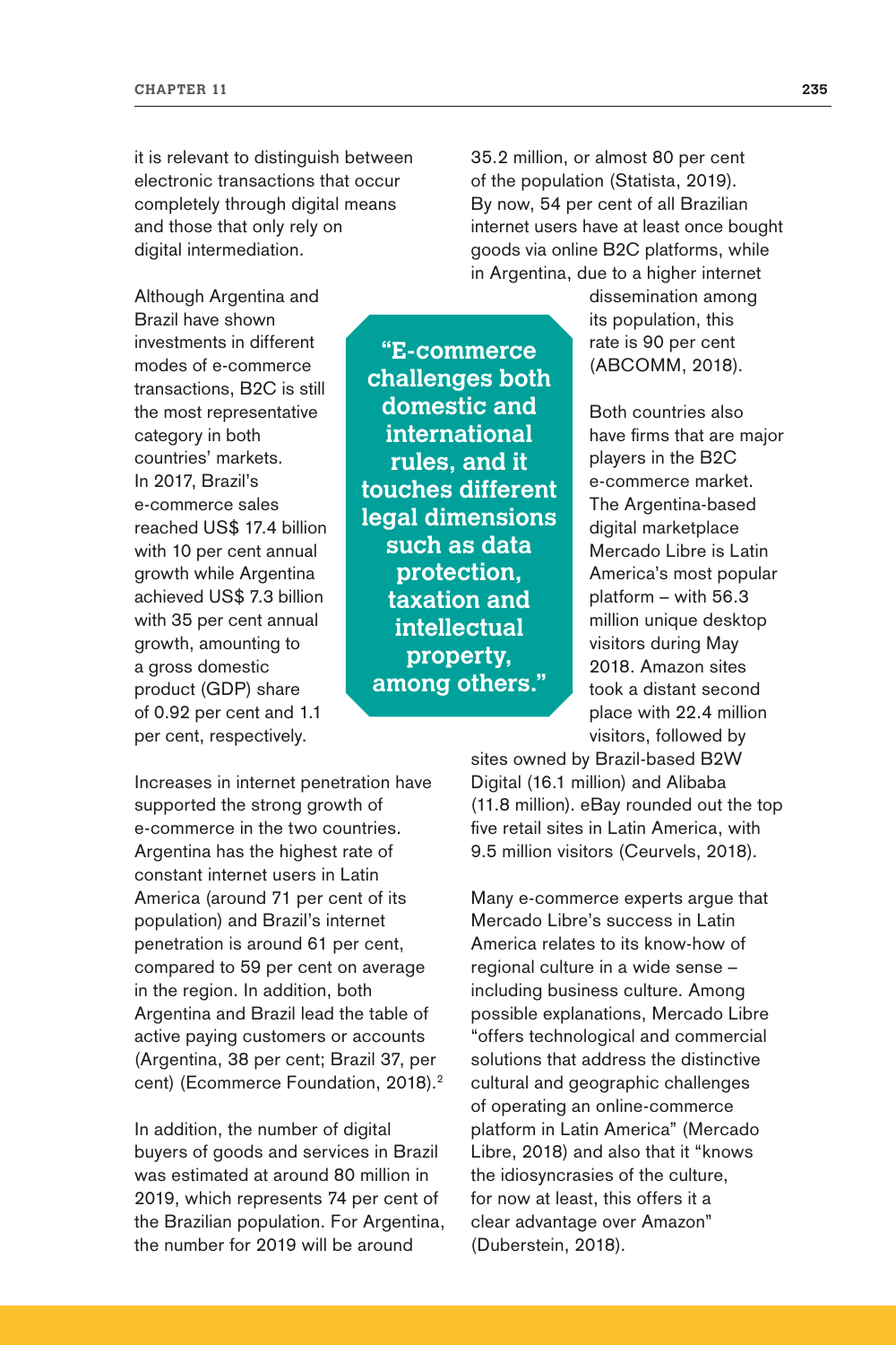it is relevant to distinguish between electronic transactions that occur completely through digital means and those that only rely on digital intermediation.

Although Argentina and Brazil have shown investments in different modes of e-commerce transactions, B2C is still the most representative category in both countries' markets. In 2017, Brazil's e-commerce sales reached US$ 17.4 billion with 10 per cent annual growth while Argentina achieved US$ 7.3 billion with 35 per cent annual growth, amounting to a gross domestic product (GDP) share of 0.92 per cent and 1.1 per cent, respectively.

> **"E-commerce challenges both domestic and international rules, and it touches different legal dimensions such as data protection, taxation and intellectual property, among others."**

Increases in internet penetration have supported the strong growth of e-commerce in the two countries. Argentina has the highest rate of constant internet users in Latin America (around 71 per cent of its population) and Brazil's internet penetration is around 61 per cent, compared to 59 per cent on average in the region. In addition, both Argentina and Brazil lead the table of active paying customers or accounts (Argentina, 38 per cent; Brazil 37, per cent) (Ecommerce Foundation, 2018).[2]

In addition, the number of digital buyers of goods and services in Brazil was estimated at around 80 million in 2019, which represents 74 per cent of the Brazilian population. For Argentina, the number for 2019 will be around 35.2 million, or almost 80 per cent of the population (Statista, 2019). By now, 54 per cent of all Brazilian internet users have at least once bought goods via online B2C platforms, while in Argentina, due to a higher internet dissemination among its population, this rate is 90 per cent (ABCOMM, 2018).

Both countries also have firms that are major players in the B2C e-commerce market. The Argentina-based digital marketplace Mercado Libre is Latin America's most popular platform – with 56.3 million unique desktop visitors during May 2018. Amazon sites took a distant second place with 22.4 million visitors, followed by sites owned by Brazil-based B2W Digital (16.1 million) and Alibaba (11.8 million). eBay rounded out the top five retail sites in Latin America, with 9.5 million visitors (Ceurvels, 2018).

Many e-commerce experts argue that Mercado Libre's success in Latin America relates to its know-how of regional culture in a wide sense – including business culture. Among possible explanations, Mercado Libre "offers technological and commercial solutions that address the distinctive cultural and geographic challenges of operating an online-commerce platform in Latin America" (Mercado Libre, 2018) and also that it "knows the idiosyncrasies of the culture, for now at least, this offers it a clear advantage over Amazon" (Duberstein, 2018).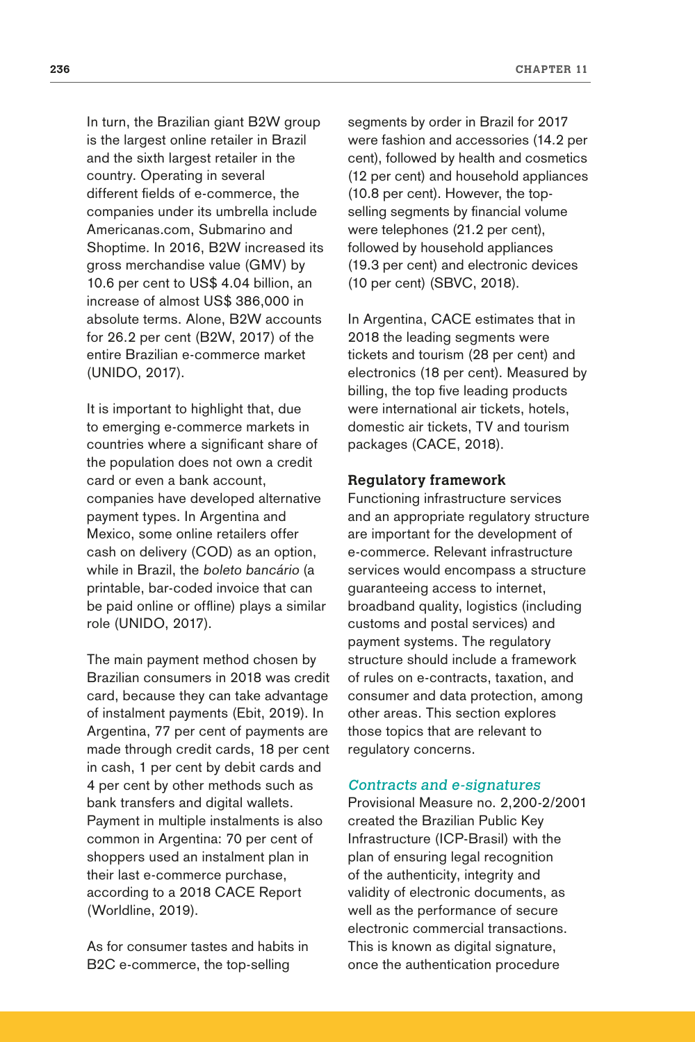In turn, the Brazilian giant B2W group is the largest online retailer in Brazil and the sixth largest retailer in the country. Operating in several different fields of e-commerce, the companies under its umbrella include Americanas.com, Submarino and Shoptime. In 2016, B2W increased its gross merchandise value (GMV) by 10.6 per cent to US$ 4.04 billion, an increase of almost US$ 386,000 in absolute terms. Alone, B2W accounts for 26.2 per cent (B2W, 2017) of the entire Brazilian e-commerce market (UNIDO, 2017).

It is important to highlight that, due to emerging e-commerce markets in countries where a significant share of the population does not own a credit card or even a bank account, companies have developed alternative payment types. In Argentina and Mexico, some online retailers offer cash on delivery (COD) as an option, while in Brazil, the *boleto bancário* (a printable, bar-coded invoice that can be paid online or offline) plays a similar role (UNIDO, 2017).

The main payment method chosen by Brazilian consumers in 2018 was credit card, because they can take advantage of instalment payments (Ebit, 2019). In Argentina, 77 per cent of payments are made through credit cards, 18 per cent in cash, 1 per cent by debit cards and 4 per cent by other methods such as bank transfers and digital wallets. Payment in multiple instalments is also common in Argentina: 70 per cent of shoppers used an instalment plan in their last e-commerce purchase, according to a 2018 CACE Report (Worldline, 2019).

As for consumer tastes and habits in B2C e-commerce, the top-selling segments by order in Brazil for 2017 were fashion and accessories (14.2 per cent), followed by health and cosmetics (12 per cent) and household appliances (10.8 per cent). However, the top-selling segments by financial volume were telephones (21.2 per cent), followed by household appliances (19.3 per cent) and electronic devices (10 per cent) (SBVC, 2018).

In Argentina, CACE estimates that in 2018 the leading segments were tickets and tourism (28 per cent) and electronics (18 per cent). Measured by billing, the top five leading products were international air tickets, hotels, domestic air tickets, TV and tourism packages (CACE, 2018).

## Regulatory framework

Functioning infrastructure services and an appropriate regulatory structure are important for the development of e-commerce. Relevant infrastructure services would encompass a structure guaranteeing access to internet, broadband quality, logistics (including customs and postal services) and payment systems. The regulatory structure should include a framework of rules on e-contracts, taxation, and consumer and data protection, among other areas. This section explores those topics that are relevant to regulatory concerns.

### *Contracts and e-signatures*

Provisional Measure no. 2,200-2/2001 created the Brazilian Public Key Infrastructure (ICP-Brasil) with the plan of ensuring legal recognition of the authenticity, integrity and validity of electronic documents, as well as the performance of secure electronic commercial transactions. This is known as digital signature, once the authentication procedure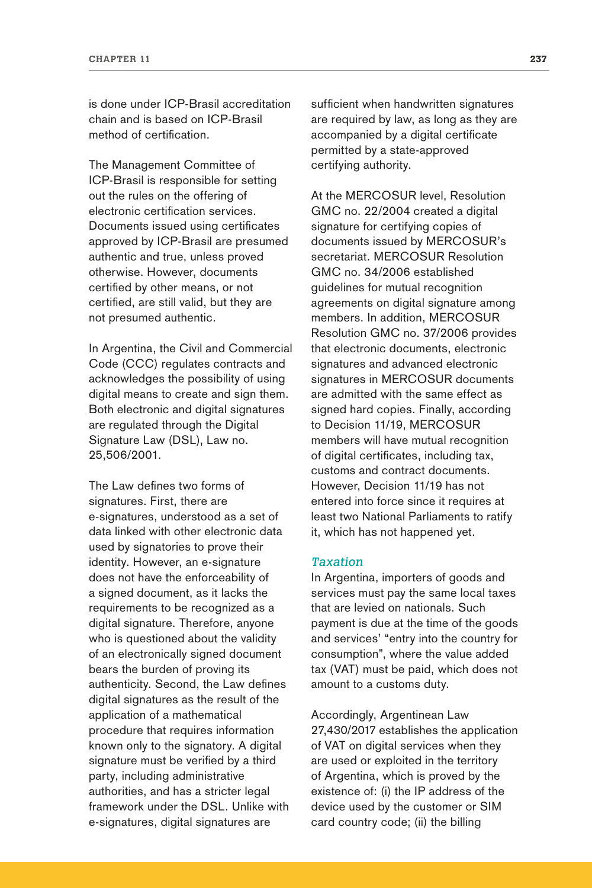is done under ICP-Brasil accreditation chain and is based on ICP-Brasil method of certification.

The Management Committee of ICP-Brasil is responsible for setting out the rules on the offering of electronic certification services. Documents issued using certificates approved by ICP-Brasil are presumed authentic and true, unless proved otherwise. However, documents certified by other means, or not certified, are still valid, but they are not presumed authentic.

In Argentina, the Civil and Commercial Code (CCC) regulates contracts and acknowledges the possibility of using digital means to create and sign them. Both electronic and digital signatures are regulated through the Digital Signature Law (DSL), Law no. 25,506/2001.

The Law defines two forms of signatures. First, there are e-signatures, understood as a set of data linked with other electronic data used by signatories to prove their identity. However, an e-signature does not have the enforceability of a signed document, as it lacks the requirements to be recognized as a digital signature. Therefore, anyone who is questioned about the validity of an electronically signed document bears the burden of proving its authenticity. Second, the Law defines digital signatures as the result of the application of a mathematical procedure that requires information known only to the signatory. A digital signature must be verified by a third party, including administrative authorities, and has a stricter legal framework under the DSL. Unlike with e-signatures, digital signatures are sufficient when handwritten signatures are required by law, as long as they are accompanied by a digital certificate permitted by a state-approved certifying authority.

At the MERCOSUR level, Resolution GMC no. 22/2004 created a digital signature for certifying copies of documents issued by MERCOSUR's secretariat. MERCOSUR Resolution GMC no. 34/2006 established guidelines for mutual recognition agreements on digital signature among members. In addition, MERCOSUR Resolution GMC no. 37/2006 provides that electronic documents, electronic signatures and advanced electronic signatures in MERCOSUR documents are admitted with the same effect as signed hard copies. Finally, according to Decision 11/19, MERCOSUR members will have mutual recognition of digital certificates, including tax, customs and contract documents. However, Decision 11/19 has not entered into force since it requires at least two National Parliaments to ratify it, which has not happened yet.

### *Taxation*

In Argentina, importers of goods and services must pay the same local taxes that are levied on nationals. Such payment is due at the time of the goods and services' "entry into the country for consumption", where the value added tax (VAT) must be paid, which does not amount to a customs duty.

Accordingly, Argentinean Law 27,430/2017 establishes the application of VAT on digital services when they are used or exploited in the territory of Argentina, which is proved by the existence of: (i) the IP address of the device used by the customer or SIM card country code; (ii) the billing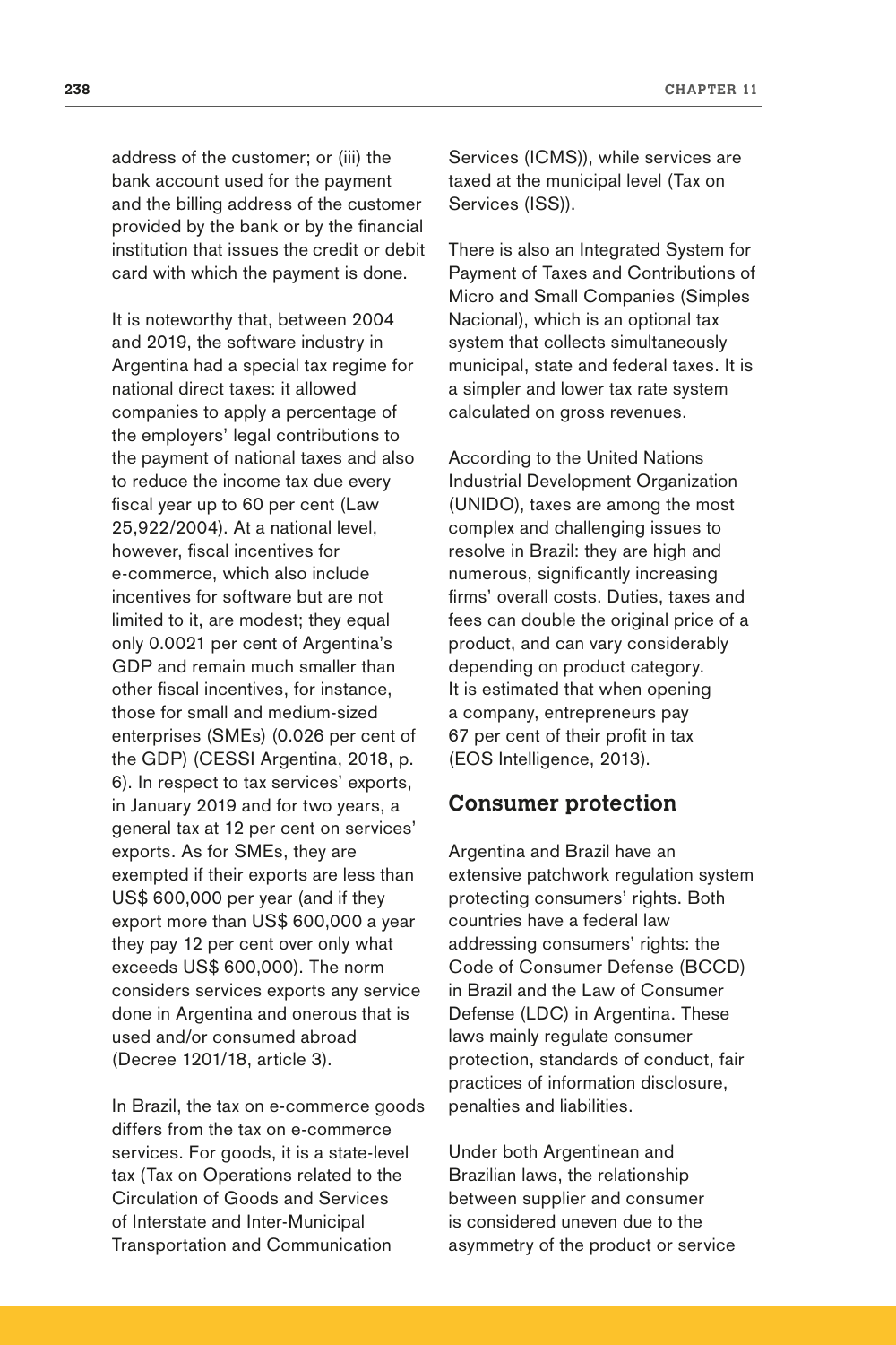address of the customer; or (iii) the bank account used for the payment and the billing address of the customer provided by the bank or by the financial institution that issues the credit or debit card with which the payment is done.

It is noteworthy that, between 2004 and 2019, the software industry in Argentina had a special tax regime for national direct taxes: it allowed companies to apply a percentage of the employers' legal contributions to the payment of national taxes and also to reduce the income tax due every fiscal year up to 60 per cent (Law 25,922/2004). At a national level, however, fiscal incentives for e-commerce, which also include incentives for software but are not limited to it, are modest; they equal only 0.0021 per cent of Argentina's GDP and remain much smaller than other fiscal incentives, for instance, those for small and medium-sized enterprises (SMEs) (0.026 per cent of the GDP) (CESSI Argentina, 2018, p. 6). In respect to tax services' exports, in January 2019 and for two years, a general tax at 12 per cent on services' exports. As for SMEs, they are exempted if their exports are less than US$ 600,000 per year (and if they export more than US$ 600,000 a year they pay 12 per cent over only what exceeds US$ 600,000). The norm considers services exports any service done in Argentina and onerous that is used and/or consumed abroad (Decree 1201/18, article 3).

In Brazil, the tax on e-commerce goods differs from the tax on e-commerce services. For goods, it is a state-level tax (Tax on Operations related to the Circulation of Goods and Services of Interstate and Inter-Municipal Transportation and Communication Services (ICMS)), while services are taxed at the municipal level (Tax on Services (ISS)).

There is also an Integrated System for Payment of Taxes and Contributions of Micro and Small Companies (Simples Nacional), which is an optional tax system that collects simultaneously municipal, state and federal taxes. It is a simpler and lower tax rate system calculated on gross revenues.

According to the United Nations Industrial Development Organization (UNIDO), taxes are among the most complex and challenging issues to resolve in Brazil: they are high and numerous, significantly increasing firms' overall costs. Duties, taxes and fees can double the original price of a product, and can vary considerably depending on product category. It is estimated that when opening a company, entrepreneurs pay 67 per cent of their profit in tax (EOS Intelligence, 2013).

## Consumer protection

Argentina and Brazil have an extensive patchwork regulation system protecting consumers' rights. Both countries have a federal law addressing consumers' rights: the Code of Consumer Defense (BCCD) in Brazil and the Law of Consumer Defense (LDC) in Argentina. These laws mainly regulate consumer protection, standards of conduct, fair practices of information disclosure, penalties and liabilities.

Under both Argentinean and Brazilian laws, the relationship between supplier and consumer is considered uneven due to the asymmetry of the product or service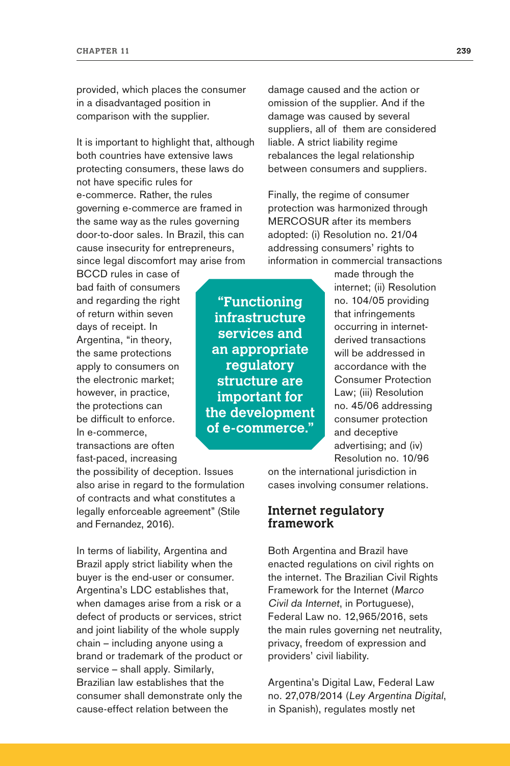provided, which places the consumer in a disadvantaged position in comparison with the supplier.

It is important to highlight that, although both countries have extensive laws protecting consumers, these laws do not have specific rules for e-commerce. Rather, the rules governing e-commerce are framed in the same way as the rules governing door-to-door sales. In Brazil, this can cause insecurity for entrepreneurs, since legal discomfort may arise from BCCD rules in case of bad faith of consumers and regarding the right of return within seven days of receipt. In Argentina, "in theory, the same protections apply to consumers on the electronic market; however, in practice, the protections can be difficult to enforce. In e-commerce, transactions are often fast-paced, increasing the possibility of deception. Issues also arise in regard to the formulation of contracts and what constitutes a legally enforceable agreement" (Stile and Fernandez, 2016).

In terms of liability, Argentina and Brazil apply strict liability when the buyer is the end-user or consumer. Argentina's LDC establishes that, when damages arise from a risk or a defect of products or services, strict and joint liability of the whole supply chain – including anyone using a brand or trademark of the product or service – shall apply. Similarly, Brazilian law establishes that the consumer shall demonstrate only the cause-effect relation between the damage caused and the action or omission of the supplier. And if the damage was caused by several suppliers, all of them are considered liable. A strict liability regime rebalances the legal relationship between consumers and suppliers.

Finally, the regime of consumer protection was harmonized through MERCOSUR after its members adopted: (i) Resolution no. 21/04 addressing consumers' rights to information in commercial transactions made through the internet; (ii) Resolution no. 104/05 providing that infringements occurring in internet-derived transactions will be addressed in accordance with the Consumer Protection Law; (iii) Resolution no. 45/06 addressing consumer protection and deceptive advertising; and (iv) Resolution no. 10/96 on the international jurisdiction in cases involving consumer relations.

> **"Functioning infrastructure services and an appropriate regulatory structure are important for the development of e-commerce."**

## Internet regulatory framework

Both Argentina and Brazil have enacted regulations on civil rights on the internet. The Brazilian Civil Rights Framework for the Internet (*Marco Civil da Internet*, in Portuguese), Federal Law no. 12,965/2016, sets the main rules governing net neutrality, privacy, freedom of expression and providers' civil liability.

Argentina's Digital Law, Federal Law no. 27,078/2014 (*Ley Argentina Digital*, in Spanish), regulates mostly net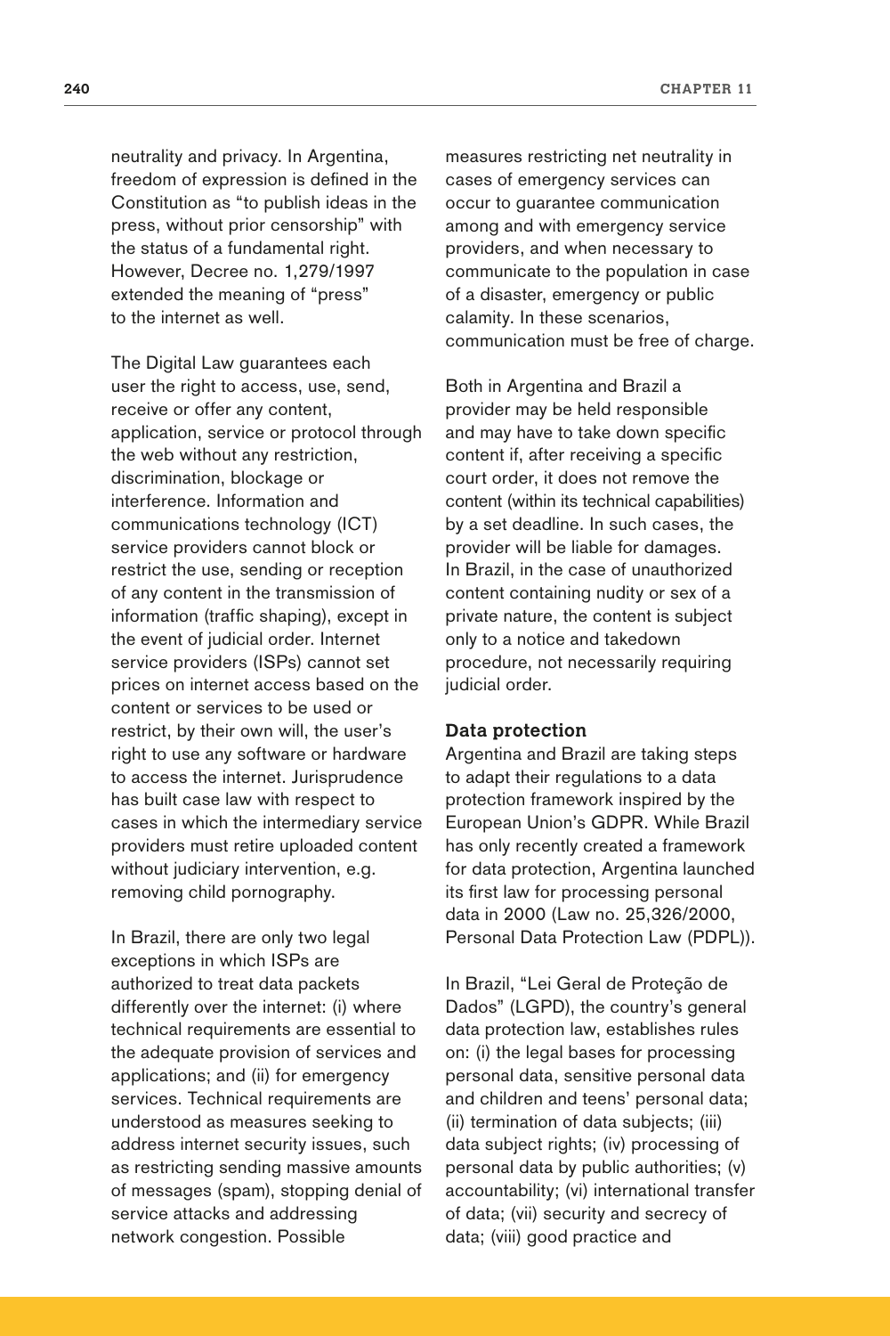neutrality and privacy. In Argentina, freedom of expression is defined in the Constitution as "to publish ideas in the press, without prior censorship" with the status of a fundamental right. However, Decree no. 1,279/1997 extended the meaning of "press" to the internet as well.

The Digital Law guarantees each user the right to access, use, send, receive or offer any content, application, service or protocol through the web without any restriction, discrimination, blockage or interference. Information and communications technology (ICT) service providers cannot block or restrict the use, sending or reception of any content in the transmission of information (traffic shaping), except in the event of judicial order. Internet service providers (ISPs) cannot set prices on internet access based on the content or services to be used or restrict, by their own will, the user's right to use any software or hardware to access the internet. Jurisprudence has built case law with respect to cases in which the intermediary service providers must retire uploaded content without judiciary intervention, e.g. removing child pornography.

In Brazil, there are only two legal exceptions in which ISPs are authorized to treat data packets differently over the internet: (i) where technical requirements are essential to the adequate provision of services and applications; and (ii) for emergency services. Technical requirements are understood as measures seeking to address internet security issues, such as restricting sending massive amounts of messages (spam), stopping denial of service attacks and addressing network congestion. Possible measures restricting net neutrality in cases of emergency services can occur to guarantee communication among and with emergency service providers, and when necessary to communicate to the population in case of a disaster, emergency or public calamity. In these scenarios, communication must be free of charge.

Both in Argentina and Brazil a provider may be held responsible and may have to take down specific content if, after receiving a specific court order, it does not remove the content (within its technical capabilities) by a set deadline. In such cases, the provider will be liable for damages. In Brazil, in the case of unauthorized content containing nudity or sex of a private nature, the content is subject only to a notice and takedown procedure, not necessarily requiring judicial order.

**Data protection**

Argentina and Brazil are taking steps to adapt their regulations to a data protection framework inspired by the European Union's GDPR. While Brazil has only recently created a framework for data protection, Argentina launched its first law for processing personal data in 2000 (Law no. 25,326/2000, Personal Data Protection Law (PDPL)).

In Brazil, "Lei Geral de Proteção de Dados" (LGPD), the country's general data protection law, establishes rules on: (i) the legal bases for processing personal data, sensitive personal data and children and teens' personal data; (ii) termination of data subjects; (iii) data subject rights; (iv) processing of personal data by public authorities; (v) accountability; (vi) international transfer of data; (vii) security and secrecy of data; (viii) good practice and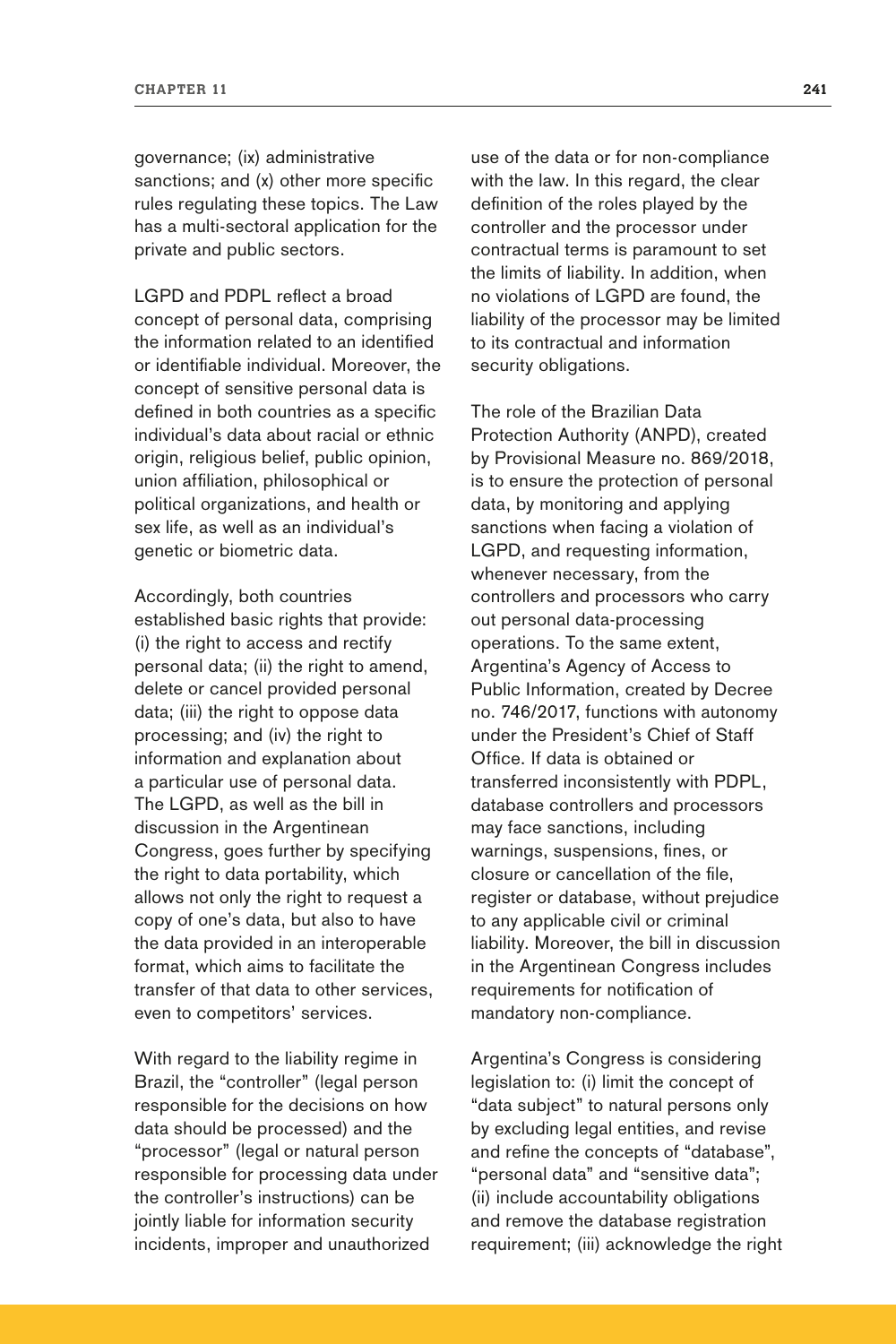governance; (ix) administrative sanctions; and (x) other more specific rules regulating these topics. The Law has a multi-sectoral application for the private and public sectors.

LGPD and PDPL reflect a broad concept of personal data, comprising the information related to an identified or identifiable individual. Moreover, the concept of sensitive personal data is defined in both countries as a specific individual's data about racial or ethnic origin, religious belief, public opinion, union affiliation, philosophical or political organizations, and health or sex life, as well as an individual's genetic or biometric data.

Accordingly, both countries established basic rights that provide: (i) the right to access and rectify personal data; (ii) the right to amend, delete or cancel provided personal data; (iii) the right to oppose data processing; and (iv) the right to information and explanation about a particular use of personal data. The LGPD, as well as the bill in discussion in the Argentinean Congress, goes further by specifying the right to data portability, which allows not only the right to request a copy of one's data, but also to have the data provided in an interoperable format, which aims to facilitate the transfer of that data to other services, even to competitors' services.

With regard to the liability regime in Brazil, the "controller" (legal person responsible for the decisions on how data should be processed) and the "processor" (legal or natural person responsible for processing data under the controller's instructions) can be jointly liable for information security incidents, improper and unauthorized use of the data or for non-compliance with the law. In this regard, the clear definition of the roles played by the controller and the processor under contractual terms is paramount to set the limits of liability. In addition, when no violations of LGPD are found, the liability of the processor may be limited to its contractual and information security obligations.

The role of the Brazilian Data Protection Authority (ANPD), created by Provisional Measure no. 869/2018, is to ensure the protection of personal data, by monitoring and applying sanctions when facing a violation of LGPD, and requesting information, whenever necessary, from the controllers and processors who carry out personal data-processing operations. To the same extent, Argentina's Agency of Access to Public Information, created by Decree no. 746/2017, functions with autonomy under the President's Chief of Staff Office. If data is obtained or transferred inconsistently with PDPL, database controllers and processors may face sanctions, including warnings, suspensions, fines, or closure or cancellation of the file, register or database, without prejudice to any applicable civil or criminal liability. Moreover, the bill in discussion in the Argentinean Congress includes requirements for notification of mandatory non-compliance.

Argentina's Congress is considering legislation to: (i) limit the concept of "data subject" to natural persons only by excluding legal entities, and revise and refine the concepts of "database", "personal data" and "sensitive data"; (ii) include accountability obligations and remove the database registration requirement; (iii) acknowledge the right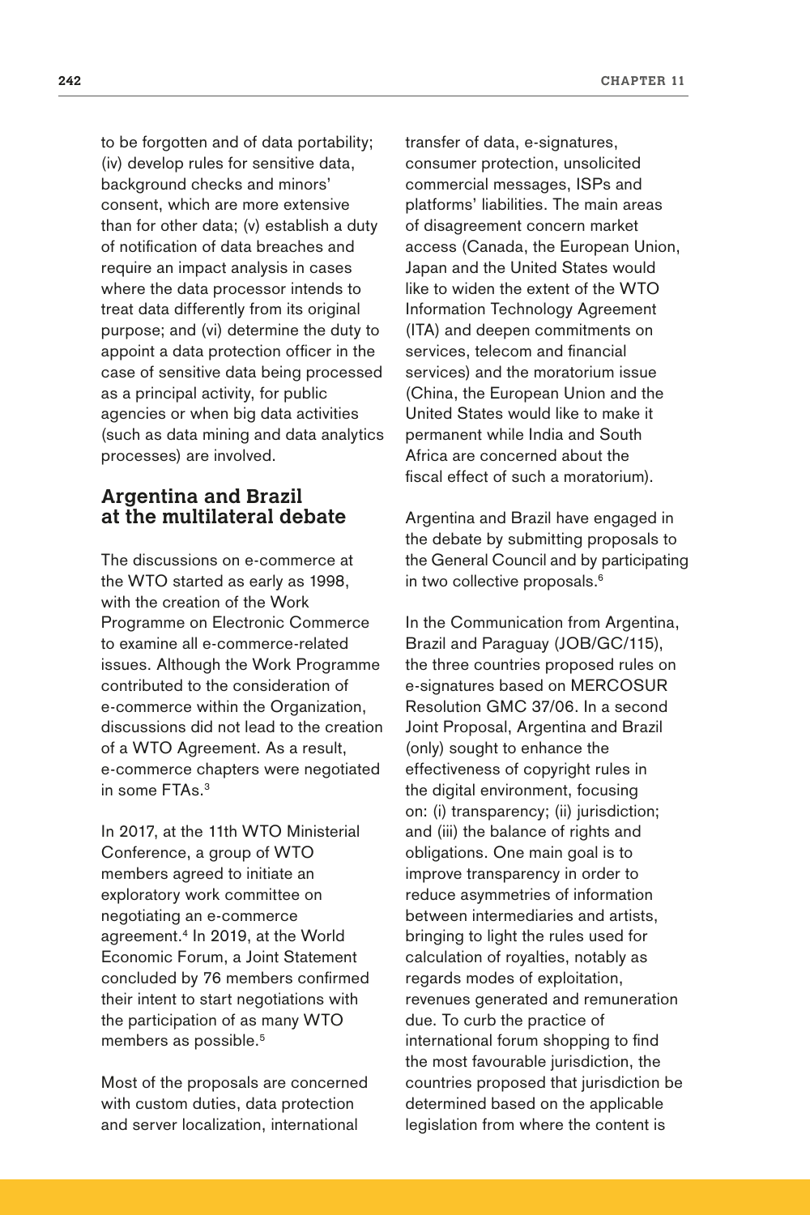to be forgotten and of data portability; (iv) develop rules for sensitive data, background checks and minors' consent, which are more extensive than for other data; (v) establish a duty of notification of data breaches and require an impact analysis in cases where the data processor intends to treat data differently from its original purpose; and (vi) determine the duty to appoint a data protection officer in the case of sensitive data being processed as a principal activity, for public agencies or when big data activities (such as data mining and data analytics processes) are involved.

## Argentina and Brazil at the multilateral debate

The discussions on e-commerce at the WTO started as early as 1998, with the creation of the Work Programme on Electronic Commerce to examine all e-commerce-related issues. Although the Work Programme contributed to the consideration of e-commerce within the Organization, discussions did not lead to the creation of a WTO Agreement. As a result, e-commerce chapters were negotiated in some FTAs.[3]

In 2017, at the 11th WTO Ministerial Conference, a group of WTO members agreed to initiate an exploratory work committee on negotiating an e-commerce agreement.[4] In 2019, at the World Economic Forum, a Joint Statement concluded by 76 members confirmed their intent to start negotiations with the participation of as many WTO members as possible.[5]

Most of the proposals are concerned with custom duties, data protection and server localization, international transfer of data, e-signatures, consumer protection, unsolicited commercial messages, ISPs and platforms' liabilities. The main areas of disagreement concern market access (Canada, the European Union, Japan and the United States would like to widen the extent of the WTO Information Technology Agreement (ITA) and deepen commitments on services, telecom and financial services) and the moratorium issue (China, the European Union and the United States would like to make it permanent while India and South Africa are concerned about the fiscal effect of such a moratorium).

Argentina and Brazil have engaged in the debate by submitting proposals to the General Council and by participating in two collective proposals.[6]

In the Communication from Argentina, Brazil and Paraguay (JOB/GC/115), the three countries proposed rules on e-signatures based on MERCOSUR Resolution GMC 37/06. In a second Joint Proposal, Argentina and Brazil (only) sought to enhance the effectiveness of copyright rules in the digital environment, focusing on: (i) transparency; (ii) jurisdiction; and (iii) the balance of rights and obligations. One main goal is to improve transparency in order to reduce asymmetries of information between intermediaries and artists, bringing to light the rules used for calculation of royalties, notably as regards modes of exploitation, revenues generated and remuneration due. To curb the practice of international forum shopping to find the most favourable jurisdiction, the countries proposed that jurisdiction be determined based on the applicable legislation from where the content is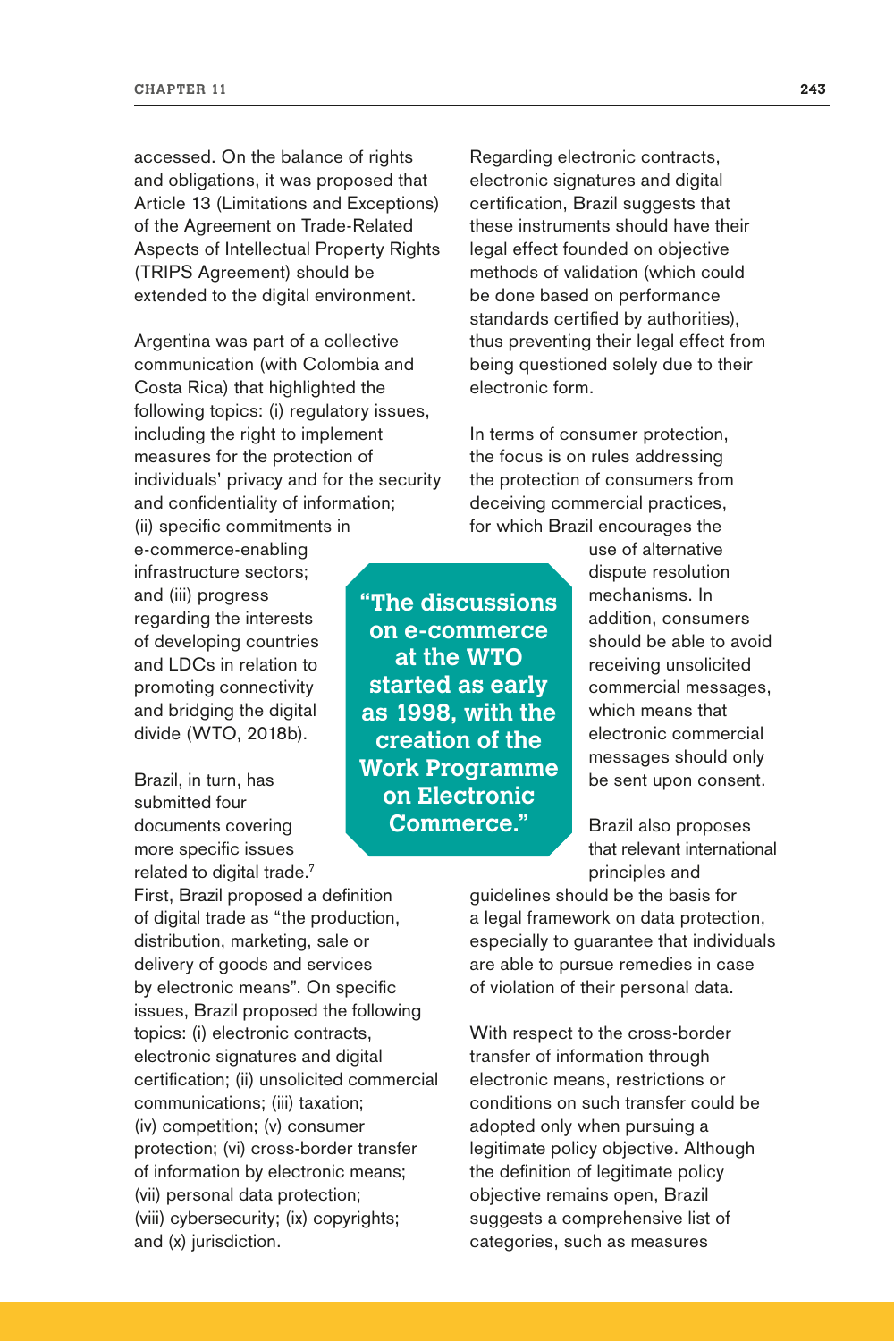accessed. On the balance of rights and obligations, it was proposed that Article 13 (Limitations and Exceptions) of the Agreement on Trade-Related Aspects of Intellectual Property Rights (TRIPS Agreement) should be extended to the digital environment.

Argentina was part of a collective communication (with Colombia and Costa Rica) that highlighted the following topics: (i) regulatory issues, including the right to implement measures for the protection of individuals' privacy and for the security and confidentiality of information; (ii) specific commitments in e-commerce-enabling infrastructure sectors; and (iii) progress regarding the interests of developing countries and LDCs in relation to promoting connectivity and bridging the digital divide (WTO, 2018b).

Brazil, in turn, has submitted four documents covering more specific issues related to digital trade.[7] First, Brazil proposed a definition of digital trade as "the production, distribution, marketing, sale or delivery of goods and services by electronic means". On specific issues, Brazil proposed the following topics: (i) electronic contracts, electronic signatures and digital certification; (ii) unsolicited commercial communications; (iii) taxation; (iv) competition; (v) consumer protection; (vi) cross-border transfer of information by electronic means; (vii) personal data protection; (viii) cybersecurity; (ix) copyrights; and (x) jurisdiction.

**"The discussions on e-commerce at the WTO started as early as 1998, with the creation of the Work Programme on Electronic Commerce."**

Regarding electronic contracts, electronic signatures and digital certification, Brazil suggests that these instruments should have their legal effect founded on objective methods of validation (which could be done based on performance standards certified by authorities), thus preventing their legal effect from being questioned solely due to their electronic form.

In terms of consumer protection, the focus is on rules addressing the protection of consumers from deceiving commercial practices, for which Brazil encourages the use of alternative dispute resolution mechanisms. In addition, consumers should be able to avoid receiving unsolicited commercial messages, which means that electronic commercial messages should only be sent upon consent.

Brazil also proposes that relevant international principles and guidelines should be the basis for a legal framework on data protection, especially to guarantee that individuals are able to pursue remedies in case of violation of their personal data.

With respect to the cross-border transfer of information through electronic means, restrictions or conditions on such transfer could be adopted only when pursuing a legitimate policy objective. Although the definition of legitimate policy objective remains open, Brazil suggests a comprehensive list of categories, such as measures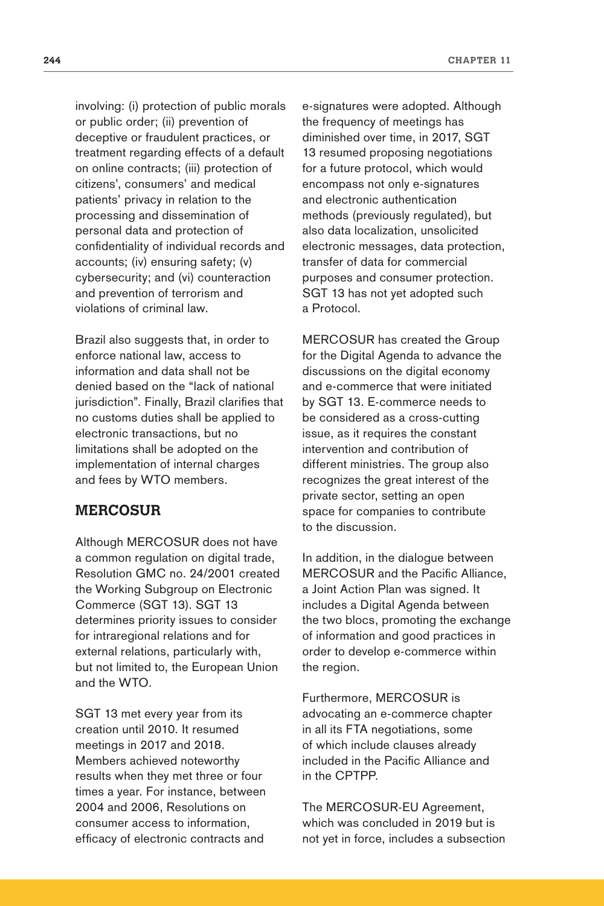involving: (i) protection of public morals or public order; (ii) prevention of deceptive or fraudulent practices, or treatment regarding effects of a default on online contracts; (iii) protection of citizens', consumers' and medical patients' privacy in relation to the processing and dissemination of personal data and protection of confidentiality of individual records and accounts; (iv) ensuring safety; (v) cybersecurity; and (vi) counteraction and prevention of terrorism and violations of criminal law.

Brazil also suggests that, in order to enforce national law, access to information and data shall not be denied based on the "lack of national jurisdiction". Finally, Brazil clarifies that no customs duties shall be applied to electronic transactions, but no limitations shall be adopted on the implementation of internal charges and fees by WTO members.

## MERCOSUR

Although MERCOSUR does not have a common regulation on digital trade, Resolution GMC no. 24/2001 created the Working Subgroup on Electronic Commerce (SGT 13). SGT 13 determines priority issues to consider for intraregional relations and for external relations, particularly with, but not limited to, the European Union and the WTO.

SGT 13 met every year from its creation until 2010. It resumed meetings in 2017 and 2018. Members achieved noteworthy results when they met three or four times a year. For instance, between 2004 and 2006, Resolutions on consumer access to information, efficacy of electronic contracts and e-signatures were adopted. Although the frequency of meetings has diminished over time, in 2017, SGT 13 resumed proposing negotiations for a future protocol, which would encompass not only e-signatures and electronic authentication methods (previously regulated), but also data localization, unsolicited electronic messages, data protection, transfer of data for commercial purposes and consumer protection. SGT 13 has not yet adopted such a Protocol.

MERCOSUR has created the Group for the Digital Agenda to advance the discussions on the digital economy and e-commerce that were initiated by SGT 13. E-commerce needs to be considered as a cross-cutting issue, as it requires the constant intervention and contribution of different ministries. The group also recognizes the great interest of the private sector, setting an open space for companies to contribute to the discussion.

In addition, in the dialogue between MERCOSUR and the Pacific Alliance, a Joint Action Plan was signed. It includes a Digital Agenda between the two blocs, promoting the exchange of information and good practices in order to develop e-commerce within the region.

Furthermore, MERCOSUR is advocating an e-commerce chapter in all its FTA negotiations, some of which include clauses already included in the Pacific Alliance and in the CPTPP.

The MERCOSUR-EU Agreement, which was concluded in 2019 but is not yet in force, includes a subsection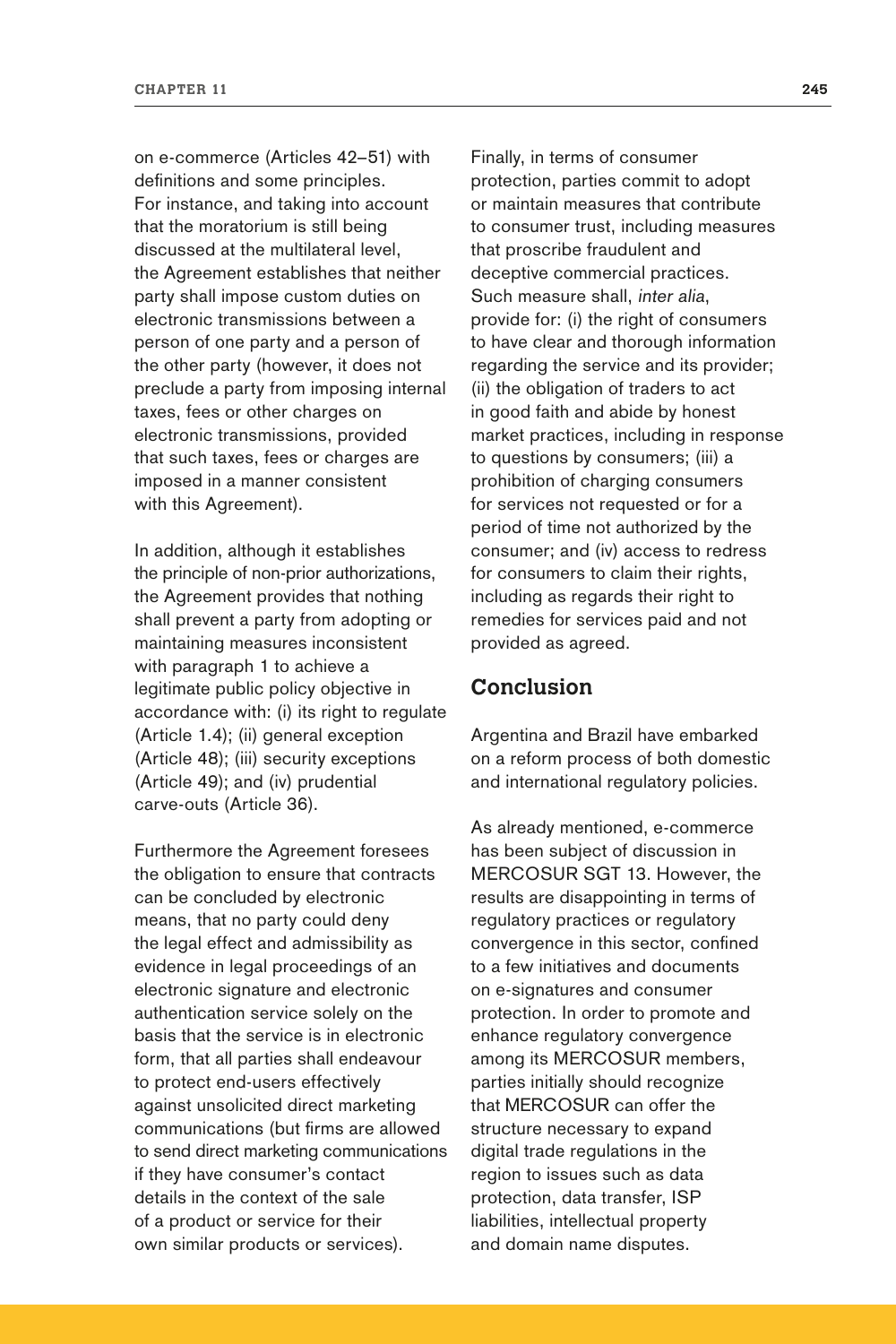on e-commerce (Articles 42–51) with definitions and some principles. For instance, and taking into account that the moratorium is still being discussed at the multilateral level, the Agreement establishes that neither party shall impose custom duties on electronic transmissions between a person of one party and a person of the other party (however, it does not preclude a party from imposing internal taxes, fees or other charges on electronic transmissions, provided that such taxes, fees or charges are imposed in a manner consistent with this Agreement).

In addition, although it establishes the principle of non-prior authorizations, the Agreement provides that nothing shall prevent a party from adopting or maintaining measures inconsistent with paragraph 1 to achieve a legitimate public policy objective in accordance with: (i) its right to regulate (Article 1.4); (ii) general exception (Article 48); (iii) security exceptions (Article 49); and (iv) prudential carve-outs (Article 36).

Furthermore the Agreement foresees the obligation to ensure that contracts can be concluded by electronic means, that no party could deny the legal effect and admissibility as evidence in legal proceedings of an electronic signature and electronic authentication service solely on the basis that the service is in electronic form, that all parties shall endeavour to protect end-users effectively against unsolicited direct marketing communications (but firms are allowed to send direct marketing communications if they have consumer's contact details in the context of the sale of a product or service for their own similar products or services).

Finally, in terms of consumer protection, parties commit to adopt or maintain measures that contribute to consumer trust, including measures that proscribe fraudulent and deceptive commercial practices. Such measure shall, *inter alia*, provide for: (i) the right of consumers to have clear and thorough information regarding the service and its provider; (ii) the obligation of traders to act in good faith and abide by honest market practices, including in response to questions by consumers; (iii) a prohibition of charging consumers for services not requested or for a period of time not authorized by the consumer; and (iv) access to redress for consumers to claim their rights, including as regards their right to remedies for services paid and not provided as agreed.

## Conclusion

Argentina and Brazil have embarked on a reform process of both domestic and international regulatory policies.

As already mentioned, e-commerce has been subject of discussion in MERCOSUR SGT 13. However, the results are disappointing in terms of regulatory practices or regulatory convergence in this sector, confined to a few initiatives and documents on e-signatures and consumer protection. In order to promote and enhance regulatory convergence among its MERCOSUR members, parties initially should recognize that MERCOSUR can offer the structure necessary to expand digital trade regulations in the region to issues such as data protection, data transfer, ISP liabilities, intellectual property and domain name disputes.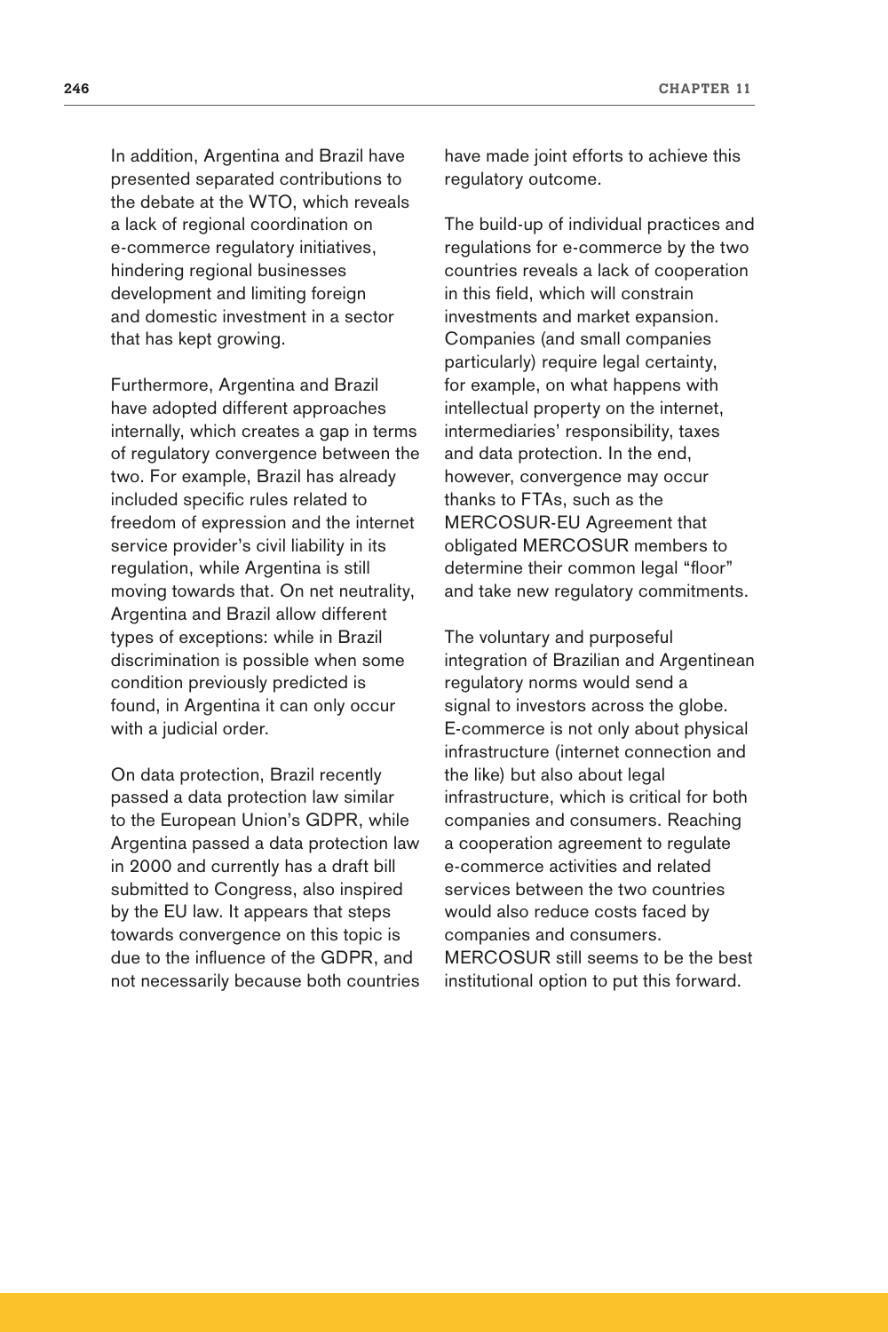In addition, Argentina and Brazil have presented separated contributions to the debate at the WTO, which reveals a lack of regional coordination on e-commerce regulatory initiatives, hindering regional businesses development and limiting foreign and domestic investment in a sector that has kept growing.

Furthermore, Argentina and Brazil have adopted different approaches internally, which creates a gap in terms of regulatory convergence between the two. For example, Brazil has already included specific rules related to freedom of expression and the internet service provider's civil liability in its regulation, while Argentina is still moving towards that. On net neutrality, Argentina and Brazil allow different types of exceptions: while in Brazil discrimination is possible when some condition previously predicted is found, in Argentina it can only occur with a judicial order.

On data protection, Brazil recently passed a data protection law similar to the European Union's GDPR, while Argentina passed a data protection law in 2000 and currently has a draft bill submitted to Congress, also inspired by the EU law. It appears that steps towards convergence on this topic is due to the influence of the GDPR, and not necessarily because both countries have made joint efforts to achieve this regulatory outcome.

The build-up of individual practices and regulations for e-commerce by the two countries reveals a lack of cooperation in this field, which will constrain investments and market expansion. Companies (and small companies particularly) require legal certainty, for example, on what happens with intellectual property on the internet, intermediaries' responsibility, taxes and data protection. In the end, however, convergence may occur thanks to FTAs, such as the MERCOSUR-EU Agreement that obligated MERCOSUR members to determine their common legal "floor" and take new regulatory commitments.

The voluntary and purposeful integration of Brazilian and Argentinean regulatory norms would send a signal to investors across the globe. E-commerce is not only about physical infrastructure (internet connection and the like) but also about legal infrastructure, which is critical for both companies and consumers. Reaching a cooperation agreement to regulate e-commerce activities and related services between the two countries would also reduce costs faced by companies and consumers. MERCOSUR still seems to be the best institutional option to put this forward.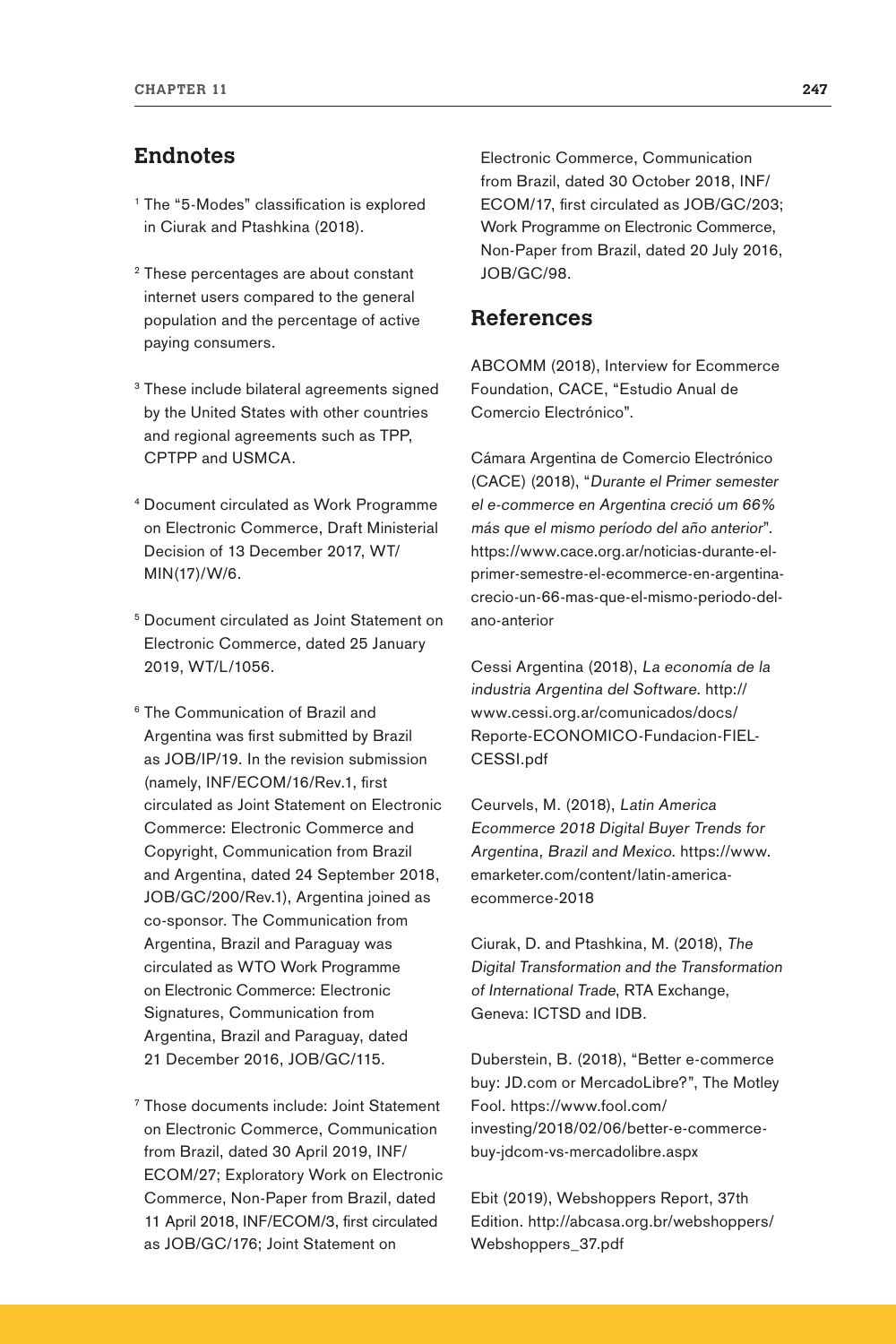## Endnotes

[1] The "5-Modes" classification is explored in Ciurak and Ptashkina (2018).

[2] These percentages are about constant internet users compared to the general population and the percentage of active paying consumers.

[3] These include bilateral agreements signed by the United States with other countries and regional agreements such as TPP, CPTPP and USMCA.

[4] Document circulated as Work Programme on Electronic Commerce, Draft Ministerial Decision of 13 December 2017, WT/MIN(17)/W/6.

[5] Document circulated as Joint Statement on Electronic Commerce, dated 25 January 2019, WT/L/1056.

[6] The Communication of Brazil and Argentina was first submitted by Brazil as JOB/IP/19. In the revision submission (namely, INF/ECOM/16/Rev.1, first circulated as Joint Statement on Electronic Commerce: Electronic Commerce and Copyright, Communication from Brazil and Argentina, dated 24 September 2018, JOB/GC/200/Rev.1), Argentina joined as co-sponsor. The Communication from Argentina, Brazil and Paraguay was circulated as WTO Work Programme on Electronic Commerce: Electronic Signatures, Communication from Argentina, Brazil and Paraguay, dated 21 December 2016, JOB/GC/115.

[7] Those documents include: Joint Statement on Electronic Commerce, Communication from Brazil, dated 30 April 2019, INF/ECOM/27; Exploratory Work on Electronic Commerce, Non-Paper from Brazil, dated 11 April 2018, INF/ECOM/3, first circulated as JOB/GC/176; Joint Statement on Electronic Commerce, Communication from Brazil, dated 30 October 2018, INF/ECOM/17, first circulated as JOB/GC/203; Work Programme on Electronic Commerce, Non-Paper from Brazil, dated 20 July 2016, JOB/GC/98.

## References

ABCOMM (2018), Interview for Ecommerce Foundation, CACE, "Estudio Anual de Comercio Electrónico".

Cámara Argentina de Comercio Electrónico (CACE) (2018), "*Durante el Primer semester el e-commerce en Argentina creció um 66% más que el mismo período del año anterior*". https://www.cace.org.ar/noticias-durante-el-primer-semestre-el-ecommerce-en-argentina-crecio-un-66-mas-que-el-mismo-periodo-del-ano-anterior

Cessi Argentina (2018), *La economía de la industria Argentina del Software*. http://www.cessi.org.ar/comunicados/docs/Reporte-ECONOMICO-Fundacion-FIEL-CESSI.pdf

Ceurvels, M. (2018), *Latin America Ecommerce 2018 Digital Buyer Trends for Argentina, Brazil and Mexico*. https://www.emarketer.com/content/latin-america-ecommerce-2018

Ciurak, D. and Ptashkina, M. (2018), *The Digital Transformation and the Transformation of International Trade*, RTA Exchange, Geneva: ICTSD and IDB.

Duberstein, B. (2018), "Better e-commerce buy: JD.com or MercadoLibre?", The Motley Fool. https://www.fool.com/investing/2018/02/06/better-e-commerce-buy-jdcom-vs-mercadolibre.aspx

Ebit (2019), Webshoppers Report, 37th Edition. http://abcasa.org.br/webshoppers/Webshoppers_37.pdf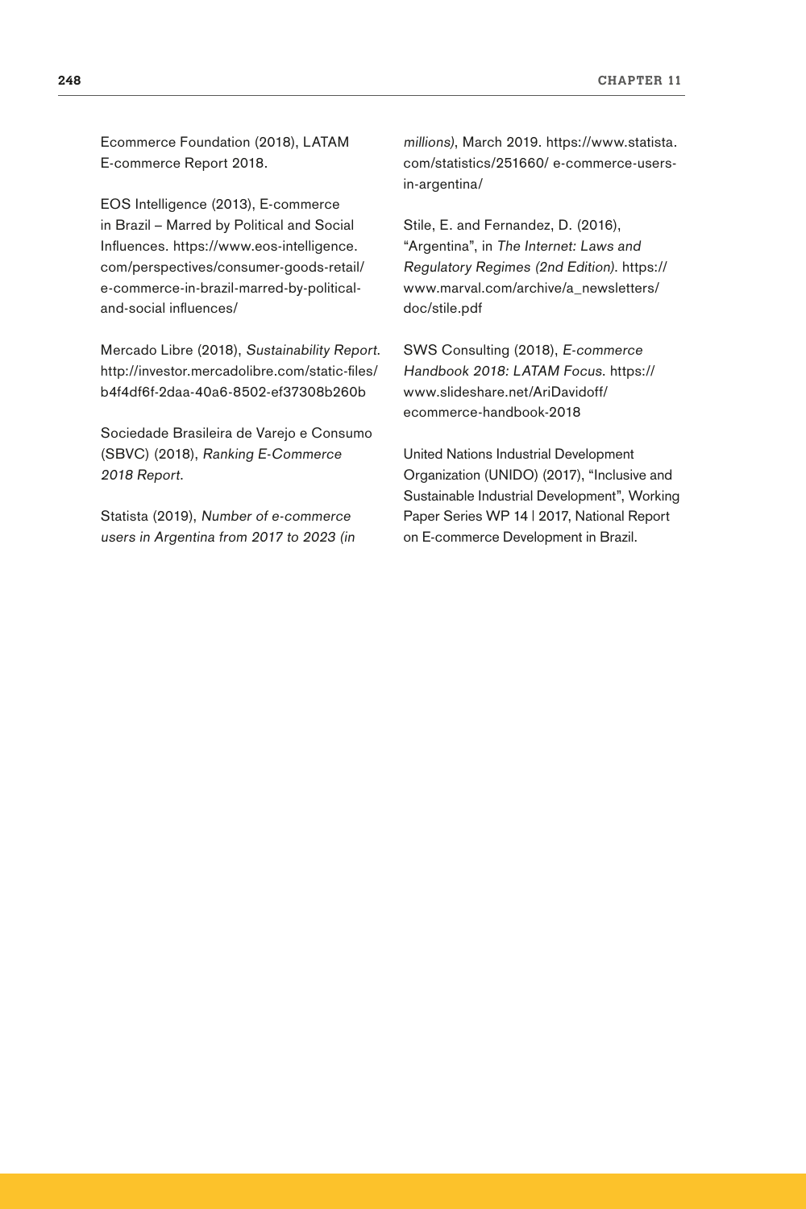Ecommerce Foundation (2018), LATAM E-commerce Report 2018.

EOS Intelligence (2013), E-commerce in Brazil – Marred by Political and Social Influences. https://www.eos-intelligence.com/perspectives/consumer-goods-retail/e-commerce-in-brazil-marred-by-political-and-social influences/

Mercado Libre (2018), *Sustainability Report*. http://investor.mercadolibre.com/static-files/b4f4df6f-2daa-40a6-8502-ef37308b260b

Sociedade Brasileira de Varejo e Consumo (SBVC) (2018), *Ranking E-Commerce 2018 Report*.

Statista (2019), *Number of e-commerce users in Argentina from 2017 to 2023 (in millions)*, March 2019. https://www.statista.com/statistics/251660/ e-commerce-users-in-argentina/

Stile, E. and Fernandez, D. (2016), "Argentina", in *The Internet: Laws and Regulatory Regimes (2nd Edition)*. https://www.marval.com/archive/a_newsletters/doc/stile.pdf

SWS Consulting (2018), *E-commerce Handbook 2018: LATAM Focus*. https://www.slideshare.net/AriDavidoff/ecommerce-handbook-2018

United Nations Industrial Development Organization (UNIDO) (2017), "Inclusive and Sustainable Industrial Development", Working Paper Series WP 14 | 2017, National Report on E-commerce Development in Brazil.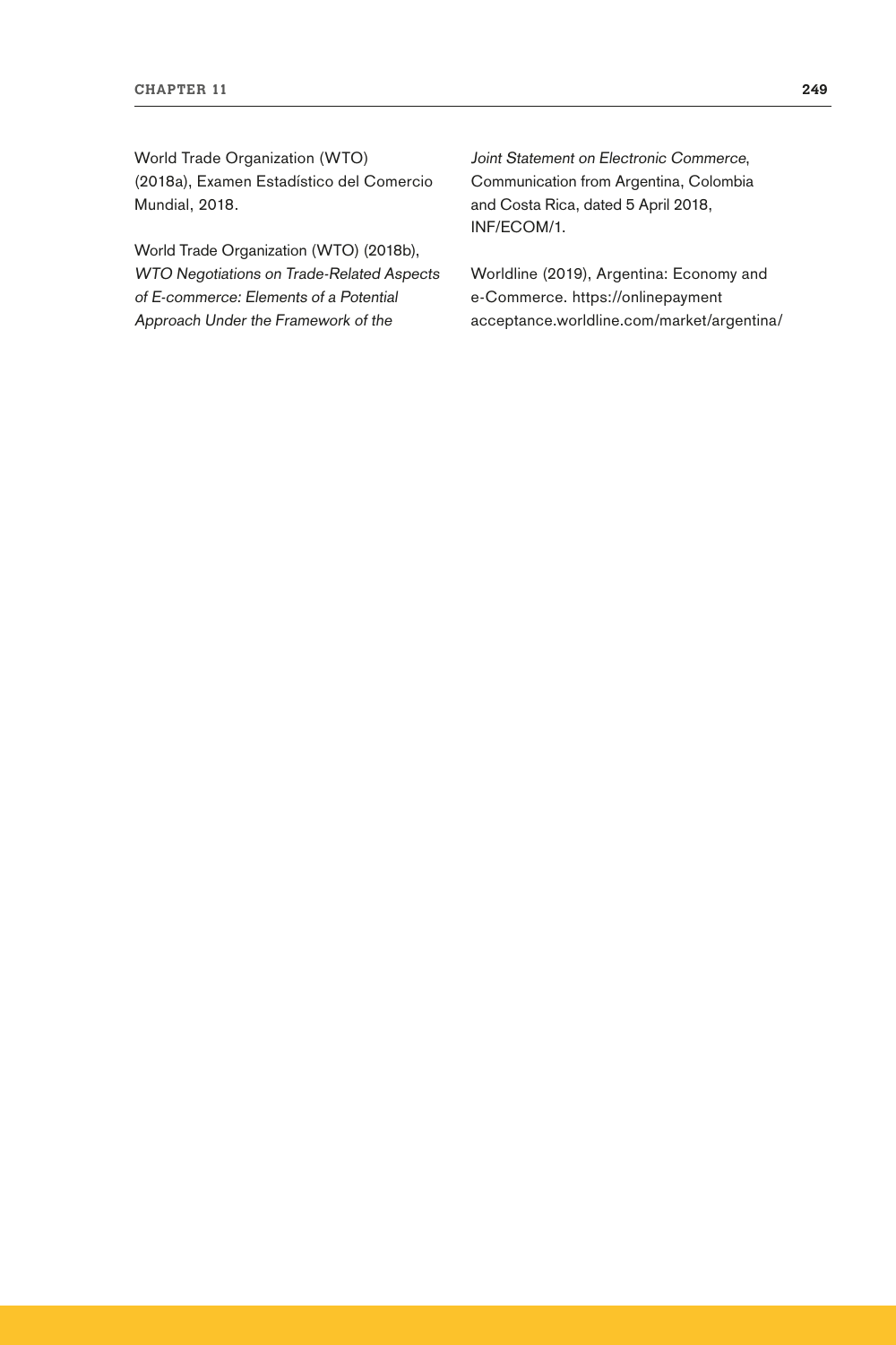World Trade Organization (WTO) (2018a), Examen Estadístico del Comercio Mundial, 2018.

World Trade Organization (WTO) (2018b), *WTO Negotiations on Trade-Related Aspects of E-commerce: Elements of a Potential Approach Under the Framework of the Joint Statement on Electronic Commerce*, Communication from Argentina, Colombia and Costa Rica, dated 5 April 2018, INF/ECOM/1.

Worldline (2019), Argentina: Economy and e-Commerce. https://onlinepaymentacceptance.worldline.com/market/argentina/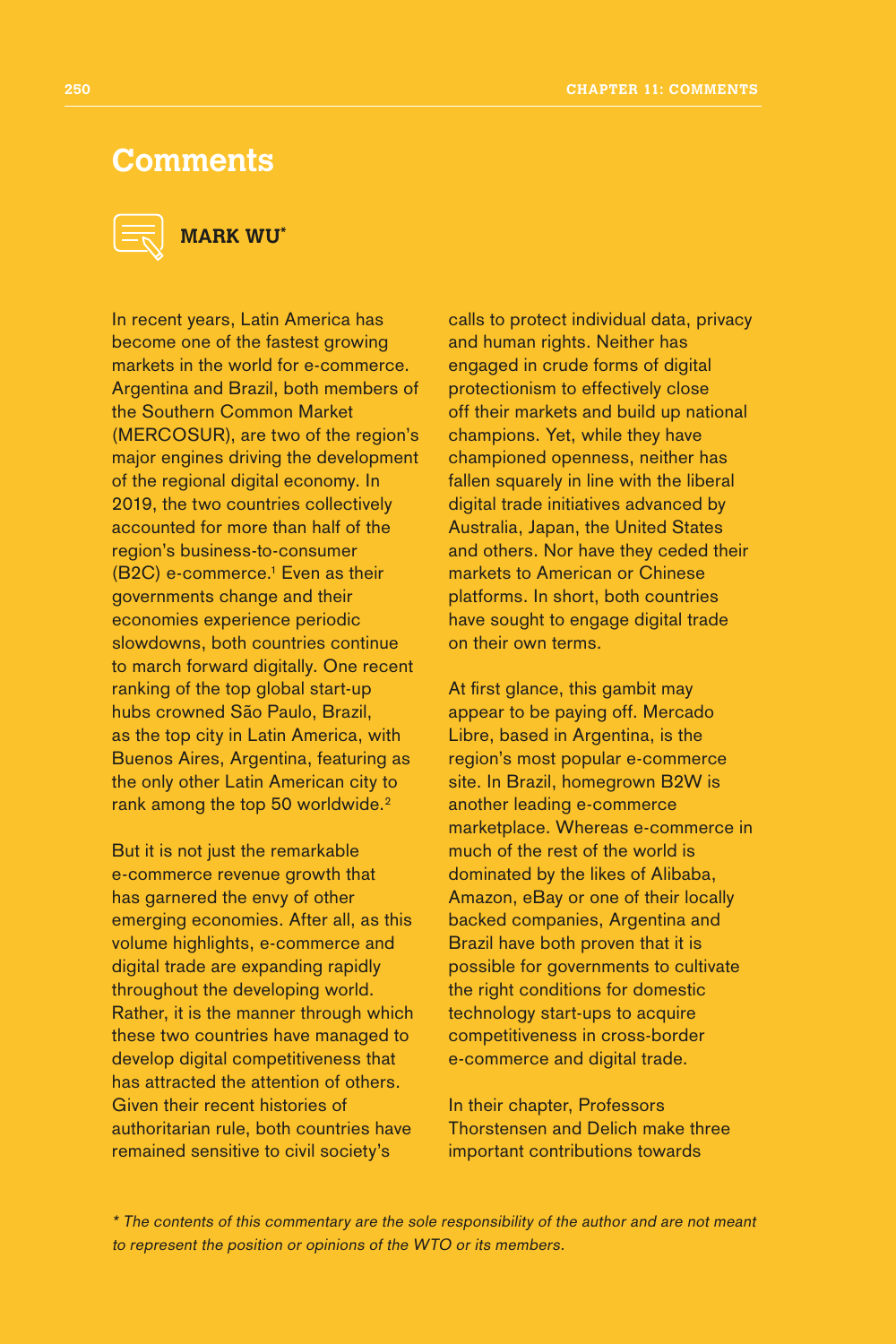# Comments

## MARK WU*

In recent years, Latin America has become one of the fastest growing markets in the world for e-commerce. Argentina and Brazil, both members of the Southern Common Market (MERCOSUR), are two of the region's major engines driving the development of the regional digital economy. In 2019, the two countries collectively accounted for more than half of the region's business-to-consumer (B2C) e-commerce.[1] Even as their governments change and their economies experience periodic slowdowns, both countries continue to march forward digitally. One recent ranking of the top global start-up hubs crowned São Paulo, Brazil, as the top city in Latin America, with Buenos Aires, Argentina, featuring as the only other Latin American city to rank among the top 50 worldwide.[2]

But it is not just the remarkable e-commerce revenue growth that has garnered the envy of other emerging economies. After all, as this volume highlights, e-commerce and digital trade are expanding rapidly throughout the developing world. Rather, it is the manner through which these two countries have managed to develop digital competitiveness that has attracted the attention of others. Given their recent histories of authoritarian rule, both countries have remained sensitive to civil society's calls to protect individual data, privacy and human rights. Neither has engaged in crude forms of digital protectionism to effectively close off their markets and build up national champions. Yet, while they have championed openness, neither has fallen squarely in line with the liberal digital trade initiatives advanced by Australia, Japan, the United States and others. Nor have they ceded their markets to American or Chinese platforms. In short, both countries have sought to engage digital trade on their own terms.

At first glance, this gambit may appear to be paying off. Mercado Libre, based in Argentina, is the region's most popular e-commerce site. In Brazil, homegrown B2W is another leading e-commerce marketplace. Whereas e-commerce in much of the rest of the world is dominated by the likes of Alibaba, Amazon, eBay or one of their locally backed companies, Argentina and Brazil have both proven that it is possible for governments to cultivate the right conditions for domestic technology start-ups to acquire competitiveness in cross-border e-commerce and digital trade.

In their chapter, Professors Thorstensen and Delich make three important contributions towards

*\* The contents of this commentary are the sole responsibility of the author and are not meant to represent the position or opinions of the WTO or its members.*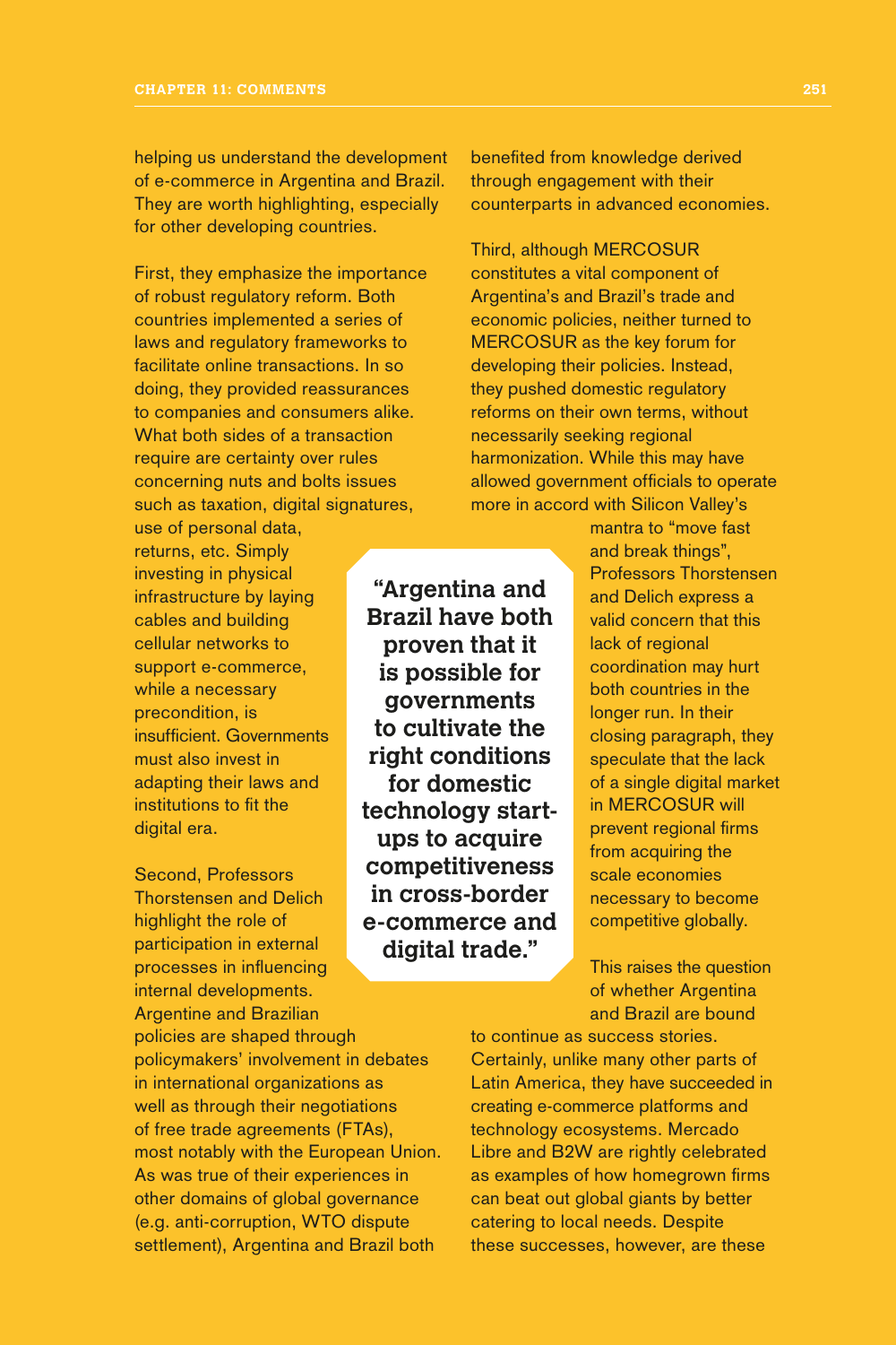helping us understand the development of e-commerce in Argentina and Brazil. They are worth highlighting, especially for other developing countries.

First, they emphasize the importance of robust regulatory reform. Both countries implemented a series of laws and regulatory frameworks to facilitate online transactions. In so doing, they provided reassurances to companies and consumers alike. What both sides of a transaction require are certainty over rules concerning nuts and bolts issues such as taxation, digital signatures, use of personal data, returns, etc. Simply investing in physical infrastructure by laying cables and building cellular networks to support e-commerce, while a necessary precondition, is insufficient. Governments must also invest in adapting their laws and institutions to fit the digital era.

Second, Professors Thorstensen and Delich highlight the role of participation in external processes in influencing internal developments. Argentine and Brazilian policies are shaped through policymakers' involvement in debates in international organizations as well as through their negotiations of free trade agreements (FTAs), most notably with the European Union. As was true of their experiences in other domains of global governance (e.g. anti-corruption, WTO dispute settlement), Argentina and Brazil both benefited from knowledge derived through engagement with their counterparts in advanced economies.

Third, although MERCOSUR constitutes a vital component of Argentina's and Brazil's trade and economic policies, neither turned to MERCOSUR as the key forum for developing their policies. Instead, they pushed domestic regulatory reforms on their own terms, without necessarily seeking regional harmonization. While this may have allowed government officials to operate more in accord with Silicon Valley's mantra to "move fast and break things", Professors Thorstensen and Delich express a valid concern that this lack of regional coordination may hurt both countries in the longer run. In their closing paragraph, they speculate that the lack of a single digital market in MERCOSUR will prevent regional firms from acquiring the scale economies necessary to become competitive globally.

> **"Argentina and Brazil have both proven that it is possible for governments to cultivate the right conditions for domestic technology start-ups to acquire competitiveness in cross-border e-commerce and digital trade."**

This raises the question of whether Argentina and Brazil are bound to continue as success stories. Certainly, unlike many other parts of Latin America, they have succeeded in creating e-commerce platforms and technology ecosystems. Mercado Libre and B2W are rightly celebrated as examples of how homegrown firms can beat out global giants by better catering to local needs. Despite these successes, however, are these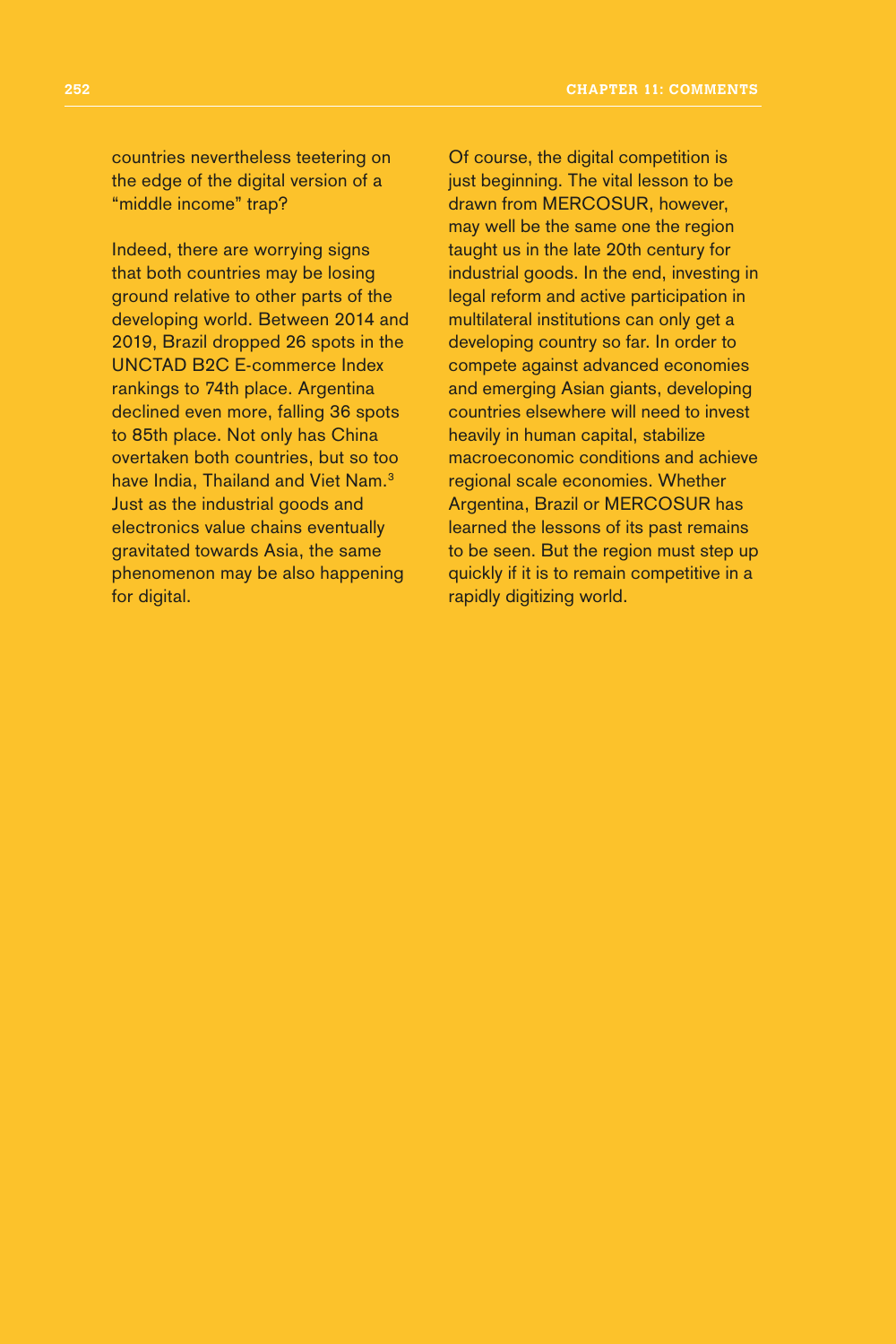countries nevertheless teetering on the edge of the digital version of a "middle income" trap?

Indeed, there are worrying signs that both countries may be losing ground relative to other parts of the developing world. Between 2014 and 2019, Brazil dropped 26 spots in the UNCTAD B2C E-commerce Index rankings to 74th place. Argentina declined even more, falling 36 spots to 85th place. Not only has China overtaken both countries, but so too have India, Thailand and Viet Nam.[3] Just as the industrial goods and electronics value chains eventually gravitated towards Asia, the same phenomenon may be also happening for digital.

Of course, the digital competition is just beginning. The vital lesson to be drawn from MERCOSUR, however, may well be the same one the region taught us in the late 20th century for industrial goods. In the end, investing in legal reform and active participation in multilateral institutions can only get a developing country so far. In order to compete against advanced economies and emerging Asian giants, developing countries elsewhere will need to invest heavily in human capital, stabilize macroeconomic conditions and achieve regional scale economies. Whether Argentina, Brazil or MERCOSUR has learned the lessons of its past remains to be seen. But the region must step up quickly if it is to remain competitive in a rapidly digitizing world.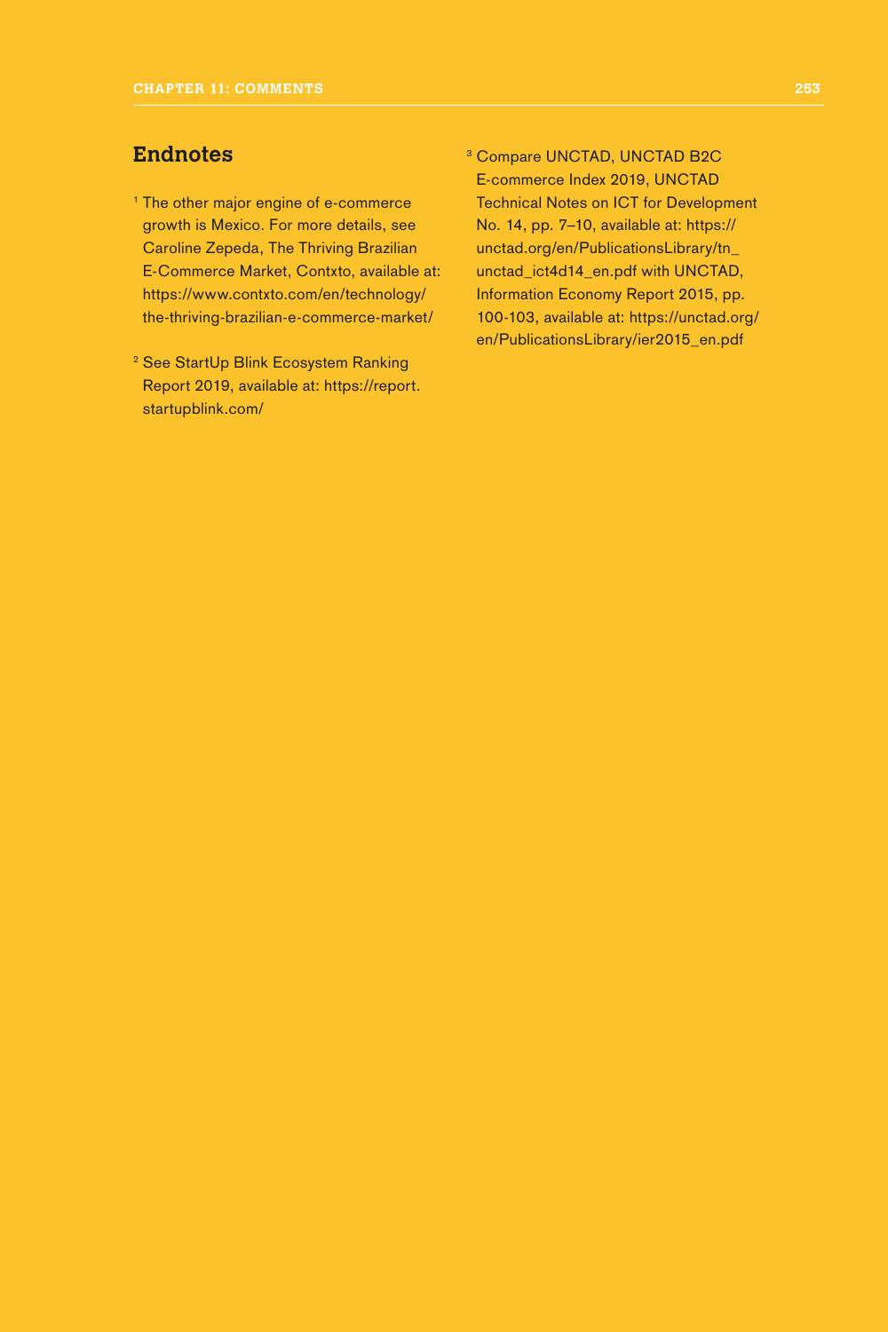## Endnotes

[1] The other major engine of e-commerce growth is Mexico. For more details, see Caroline Zepeda, The Thriving Brazilian E-Commerce Market, Contxto, available at: https://www.contxto.com/en/technology/the-thriving-brazilian-e-commerce-market/

[2] See StartUp Blink Ecosystem Ranking Report 2019, available at: https://report.startupblink.com/

[3] Compare UNCTAD, UNCTAD B2C E-commerce Index 2019, UNCTAD Technical Notes on ICT for Development No. 14, pp. 7–10, available at: https://unctad.org/en/PublicationsLibrary/tn_unctad_ict4d14_en.pdf with UNCTAD, Information Economy Report 2015, pp. 100-103, available at: https://unctad.org/en/PublicationsLibrary/ier2015_en.pdf